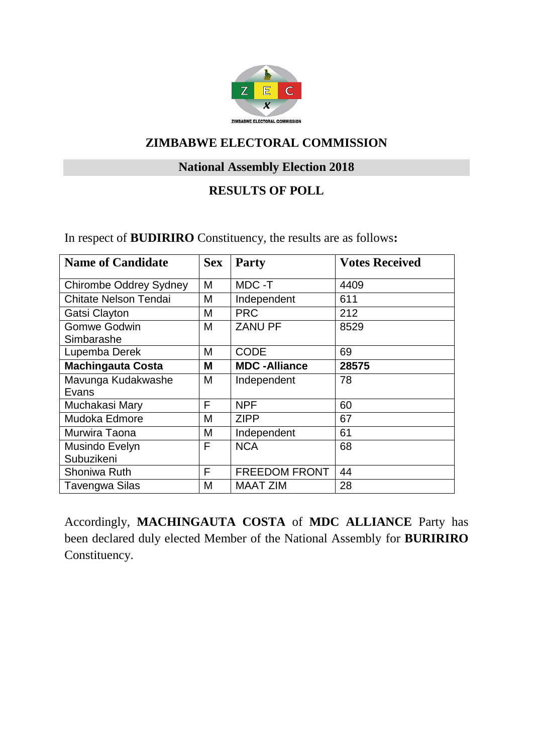# ZIMBABWE ELECTORAL COMMISSION

## National Assembly Election 2018

## RESULTS OF POLL

In respect of **BUDIRIRO** Constituency, the results are as follows**:**

| Name of Candidate | Sex | Party | Votes Received |
|---|---|---|---|
| Chirombe Oddrey Sydney | M | MDC -T | 4409 |
| Chitate Nelson Tendai | M | Independent | 611 |
| Gatsi Clayton | M | PRC | 212 |
| Gomwe Godwin Simbarashe | M | ZANU PF | 8529 |
| Lupemba Derek | M | CODE | 69 |
| **Machingauta Costa** | **M** | **MDC -Alliance** | **28575** |
| Mavunga Kudakwashe Evans | M | Independent | 78 |
| Muchakasi Mary | F | NPF | 60 |
| Mudoka Edmore | M | ZIPP | 67 |
| Murwira Taona | M | Independent | 61 |
| Musindo Evelyn Subuzikeni | F | NCA | 68 |
| Shoniwa Ruth | F | FREEDOM FRONT | 44 |
| Tavengwa Silas | M | MAAT ZIM | 28 |

Accordingly, **MACHINGAUTA COSTA** of **MDC ALLIANCE** Party has been declared duly elected Member of the National Assembly for **BURIRIRO** Constituency.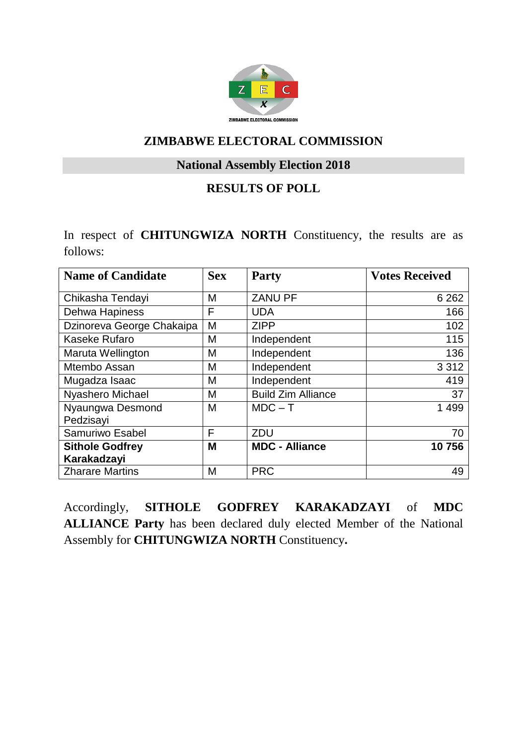ZIMBABWE ELECTORAL COMMISSION

# ZIMBABWE ELECTORAL COMMISSION

## National Assembly Election 2018

## RESULTS OF POLL

In respect of **CHITUNGWIZA NORTH** Constituency, the results are as follows:

| Name of Candidate | Sex | Party | Votes Received |
|---|---|---|---|
| Chikasha Tendayi | M | ZANU PF | 6 262 |
| Dehwa Hapiness | F | UDA | 166 |
| Dzinoreva George Chakaipa | M | ZIPP | 102 |
| Kaseke Rufaro | M | Independent | 115 |
| Maruta Wellington | M | Independent | 136 |
| Mtembo Assan | M | Independent | 3 312 |
| Mugadza Isaac | M | Independent | 419 |
| Nyashero Michael | M | Build Zim Alliance | 37 |
| Nyaungwa Desmond Pedzisayi | M | MDC – T | 1 499 |
| Samuriwo Esabel | F | ZDU | 70 |
| **Sithole Godfrey Karakadzayi** | **M** | **MDC - Alliance** | **10 756** |
| Zharare Martins | M | PRC | 49 |

Accordingly, **SITHOLE GODFREY KARAKADZAYI** of **MDC ALLIANCE Party** has been declared duly elected Member of the National Assembly for **CHITUNGWIZA NORTH** Constituency**.**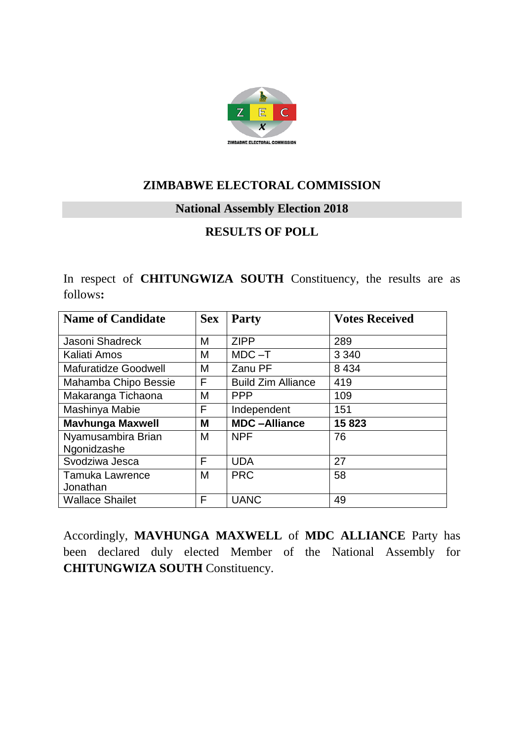# ZIMBABWE ELECTORAL COMMISSION

## National Assembly Election 2018

## RESULTS OF POLL

In respect of **CHITUNGWIZA SOUTH** Constituency, the results are as follows**:**

| Name of Candidate | Sex | Party | Votes Received |
|---|---|---|---|
| Jasoni Shadreck | M | ZIPP | 289 |
| Kaliati Amos | M | MDC –T | 3 340 |
| Mafuratidze Goodwell | M | Zanu PF | 8 434 |
| Mahamba Chipo Bessie | F | Build Zim Alliance | 419 |
| Makaranga Tichaona | M | PPP | 109 |
| Mashinya Mabie | F | Independent | 151 |
| **Mavhunga Maxwell** | **M** | **MDC –Alliance** | **15 823** |
| Nyamusambira Brian Ngonidzashe | M | NPF | 76 |
| Svodziwa Jesca | F | UDA | 27 |
| Tamuka Lawrence Jonathan | M | PRC | 58 |
| Wallace Shailet | F | UANC | 49 |

Accordingly, **MAVHUNGA MAXWELL** of **MDC ALLIANCE** Party has been declared duly elected Member of the National Assembly for **CHITUNGWIZA SOUTH** Constituency.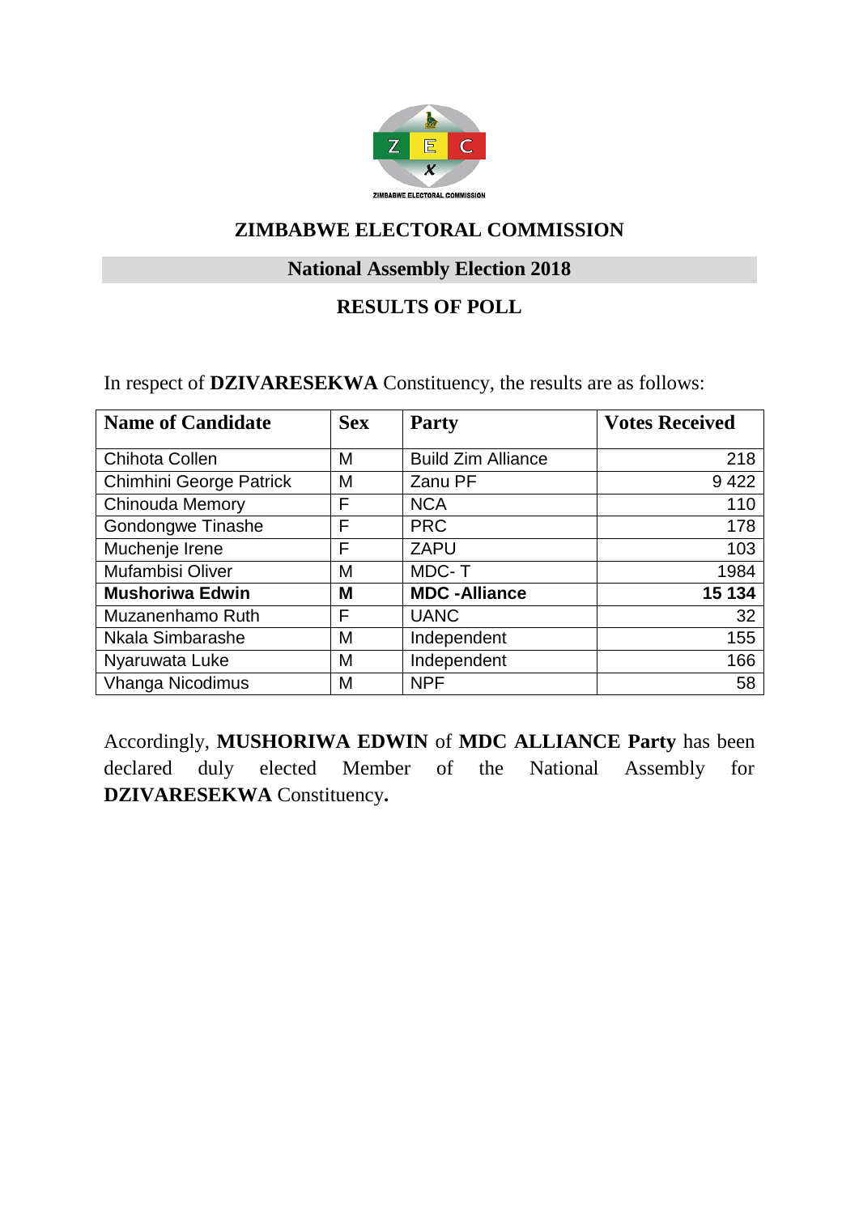# ZIMBABWE ELECTORAL COMMISSION

## National Assembly Election 2018

## RESULTS OF POLL

In respect of **DZIVARESEKWA** Constituency, the results are as follows:

| Name of Candidate | Sex | Party | Votes Received |
|---|---|---|---|
| Chihota Collen | M | Build Zim Alliance | 218 |
| Chimhini George Patrick | M | Zanu PF | 9 422 |
| Chinouda Memory | F | NCA | 110 |
| Gondongwe Tinashe | F | PRC | 178 |
| Muchenje Irene | F | ZAPU | 103 |
| Mufambisi Oliver | M | MDC- T | 1984 |
| **Mushoriwa Edwin** | **M** | **MDC -Alliance** | **15 134** |
| Muzanenhamo Ruth | F | UANC | 32 |
| Nkala Simbarashe | M | Independent | 155 |
| Nyaruwata Luke | M | Independent | 166 |
| Vhanga Nicodimus | M | NPF | 58 |

Accordingly, **MUSHORIWA EDWIN** of **MDC ALLIANCE Party** has been declared duly elected Member of the National Assembly for **DZIVARESEKWA** Constituency**.**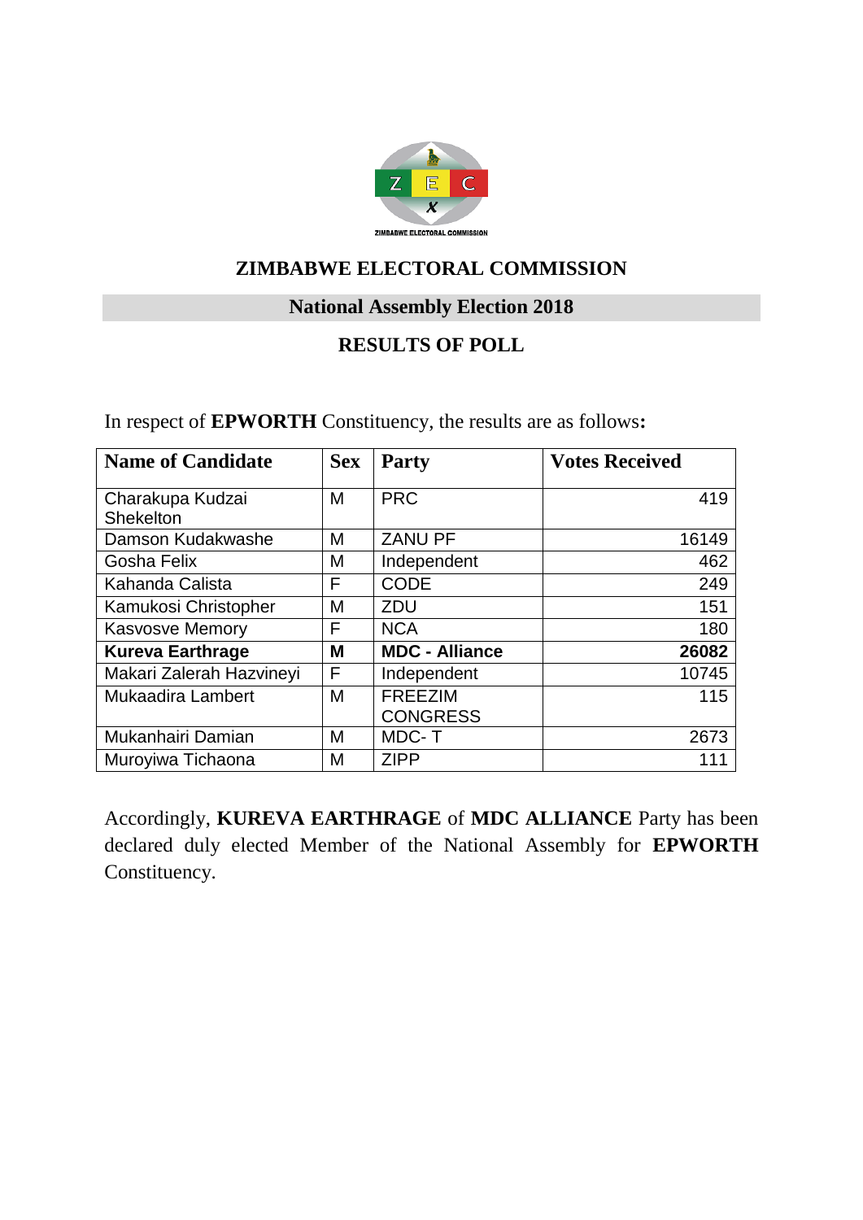# ZIMBABWE ELECTORAL COMMISSION

## National Assembly Election 2018

## RESULTS OF POLL

In respect of **EPWORTH** Constituency, the results are as follows**:**

| Name of Candidate | Sex | Party | Votes Received |
|---|---|---|---|
| Charakupa Kudzai Shekelton | M | PRC | 419 |
| Damson Kudakwashe | M | ZANU PF | 16149 |
| Gosha Felix | M | Independent | 462 |
| Kahanda Calista | F | CODE | 249 |
| Kamukosi Christopher | M | ZDU | 151 |
| Kasvosve Memory | F | NCA | 180 |
| **Kureva Earthrage** | **M** | **MDC - Alliance** | **26082** |
| Makari Zalerah Hazvineyi | F | Independent | 10745 |
| Mukaadira Lambert | M | FREEZIM CONGRESS | 115 |
| Mukanhairi Damian | M | MDC- T | 2673 |
| Muroyiwa Tichaona | M | ZIPP | 111 |

Accordingly, **KUREVA EARTHRAGE** of **MDC ALLIANCE** Party has been declared duly elected Member of the National Assembly for **EPWORTH** Constituency.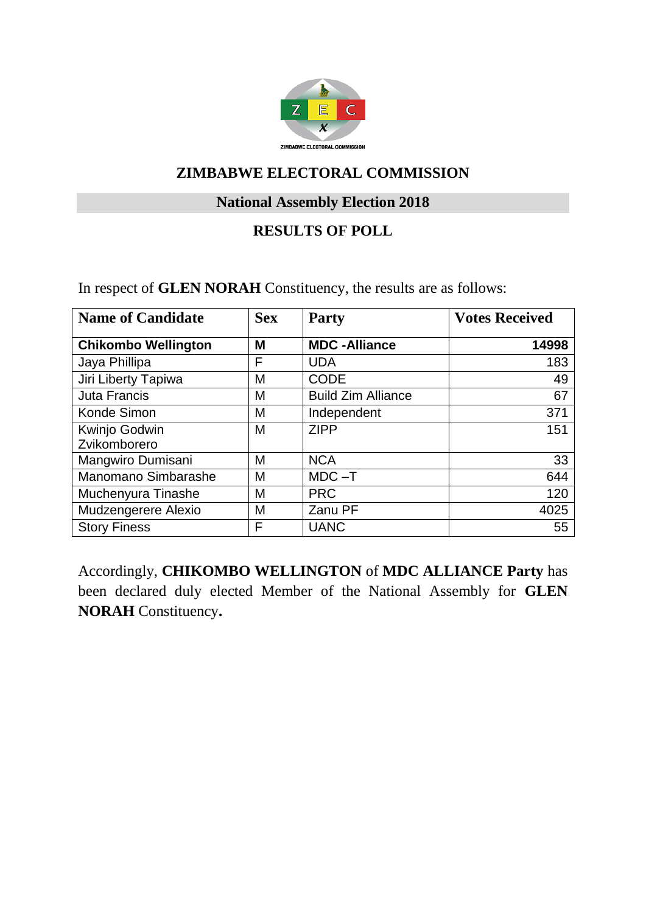ZIMBABWE ELECTORAL COMMISSION

# ZIMBABWE ELECTORAL COMMISSION

## National Assembly Election 2018

## RESULTS OF POLL

In respect of **GLEN NORAH** Constituency, the results are as follows:

| Name of Candidate | Sex | Party | Votes Received |
|---|---|---|---|
| **Chikombo Wellington** | **M** | **MDC -Alliance** | **14998** |
| Jaya Phillipa | F | UDA | 183 |
| Jiri Liberty Tapiwa | M | CODE | 49 |
| Juta Francis | M | Build Zim Alliance | 67 |
| Konde Simon | M | Independent | 371 |
| Kwinjo Godwin Zvikomborero | M | ZIPP | 151 |
| Mangwiro Dumisani | M | NCA | 33 |
| Manomano Simbarashe | M | MDC –T | 644 |
| Muchenyura Tinashe | M | PRC | 120 |
| Mudzengerere Alexio | M | Zanu PF | 4025 |
| Story Finess | F | UANC | 55 |

Accordingly, **CHIKOMBO WELLINGTON** of **MDC ALLIANCE Party** has been declared duly elected Member of the National Assembly for **GLEN NORAH** Constituency**.**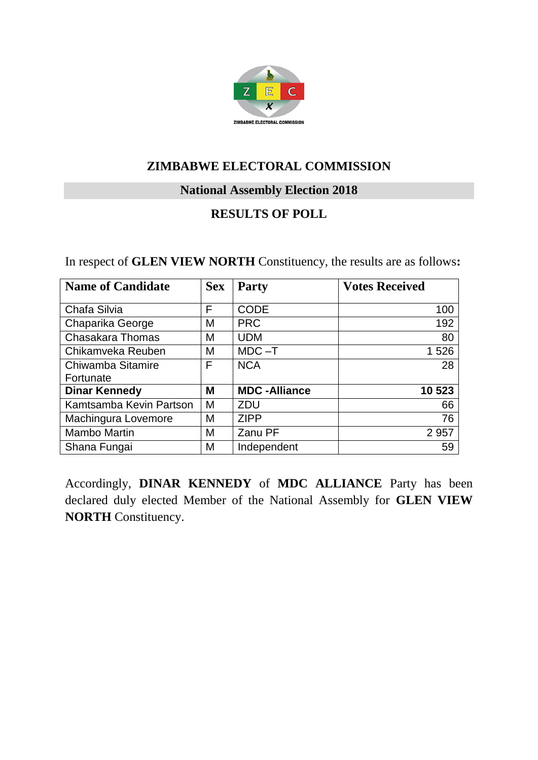ZIMBABWE ELECTORAL COMMISSION

# ZIMBABWE ELECTORAL COMMISSION

## National Assembly Election 2018

## RESULTS OF POLL

In respect of **GLEN VIEW NORTH** Constituency, the results are as follows**:**

| Name of Candidate | Sex | Party | Votes Received |
|---|---|---|---|
| Chafa Silvia | F | CODE | 100 |
| Chaparika George | M | PRC | 192 |
| Chasakara Thomas | M | UDM | 80 |
| Chikamveka Reuben | M | MDC –T | 1 526 |
| Chiwamba Sitamire Fortunate | F | NCA | 28 |
| **Dinar Kennedy** | **M** | **MDC -Alliance** | **10 523** |
| Kamtsamba Kevin Partson | M | ZDU | 66 |
| Machingura Lovemore | M | ZIPP | 76 |
| Mambo Martin | M | Zanu PF | 2 957 |
| Shana Fungai | M | Independent | 59 |

Accordingly, **DINAR KENNEDY** of **MDC ALLIANCE** Party has been declared duly elected Member of the National Assembly for **GLEN VIEW NORTH** Constituency.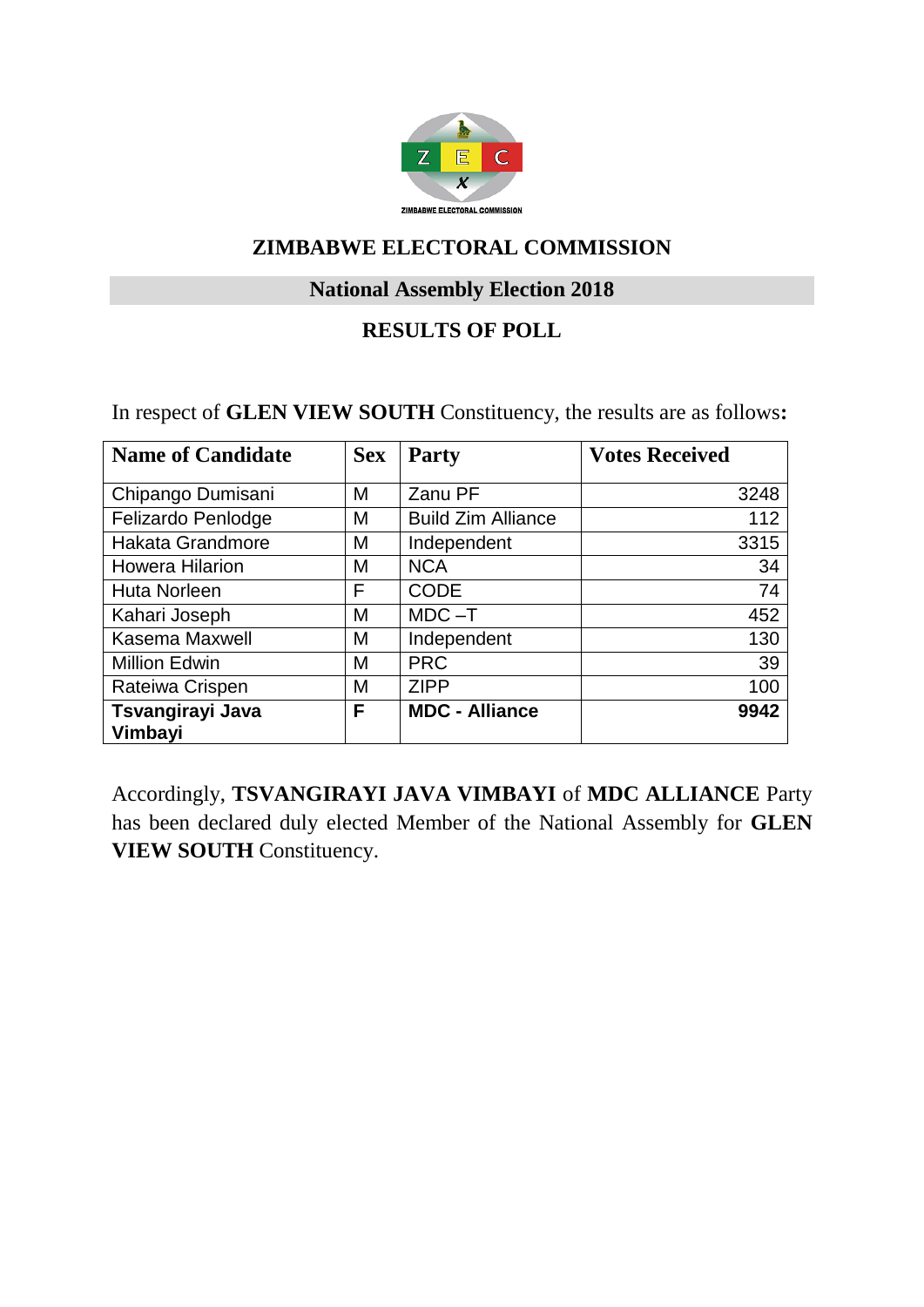ZIMBABWE ELECTORAL COMMISSION

# ZIMBABWE ELECTORAL COMMISSION

## National Assembly Election 2018

## RESULTS OF POLL

In respect of **GLEN VIEW SOUTH** Constituency, the results are as follows**:**

| Name of Candidate | Sex | Party | Votes Received |
|---|---|---|---|
| Chipango Dumisani | M | Zanu PF | 3248 |
| Felizardo Penlodge | M | Build Zim Alliance | 112 |
| Hakata Grandmore | M | Independent | 3315 |
| Howera Hilarion | M | NCA | 34 |
| Huta Norleen | F | CODE | 74 |
| Kahari Joseph | M | MDC –T | 452 |
| Kasema Maxwell | M | Independent | 130 |
| Million Edwin | M | PRC | 39 |
| Rateiwa Crispen | M | ZIPP | 100 |
| **Tsvangirayi Java Vimbayi** | **F** | **MDC - Alliance** | **9942** |

Accordingly, **TSVANGIRAYI JAVA VIMBAYI** of **MDC ALLIANCE** Party has been declared duly elected Member of the National Assembly for **GLEN VIEW SOUTH** Constituency.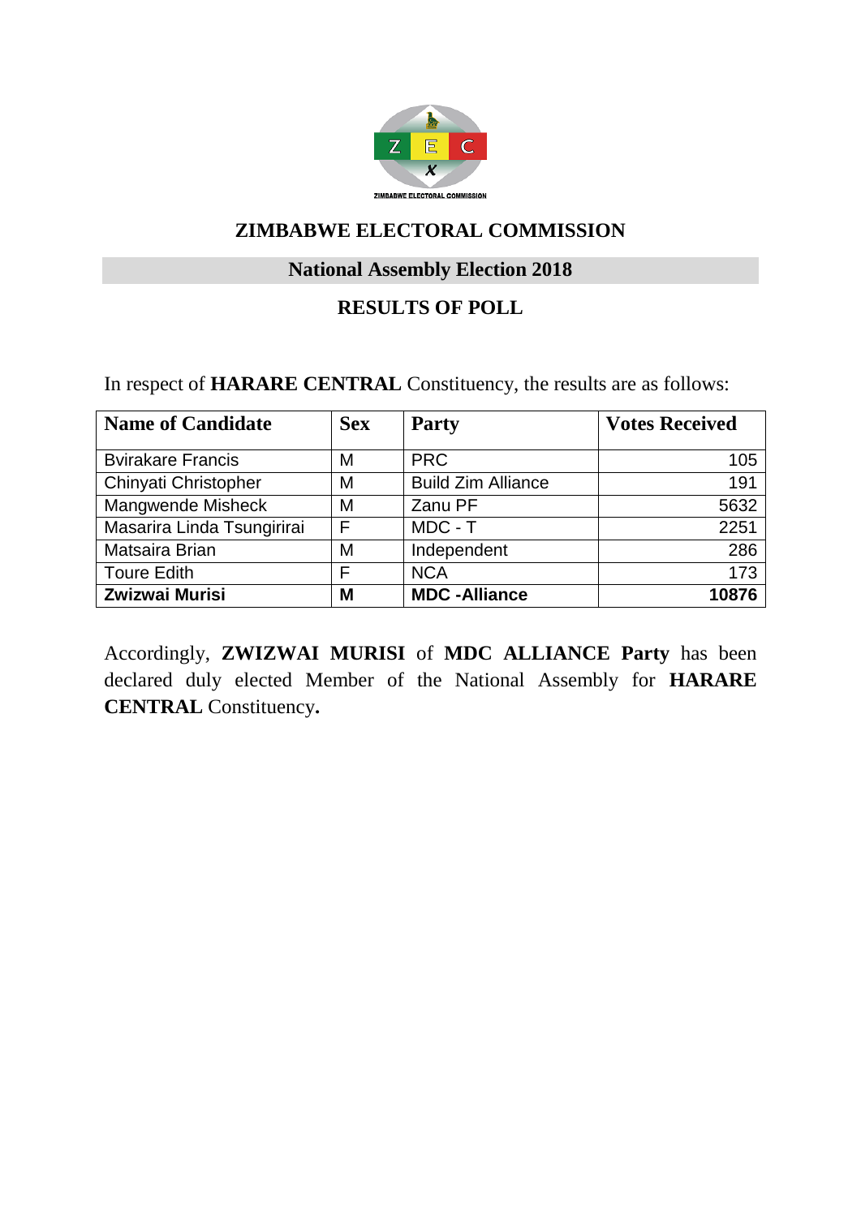ZIMBABWE ELECTORAL COMMISSION

# ZIMBABWE ELECTORAL COMMISSION

## National Assembly Election 2018

## RESULTS OF POLL

In respect of **HARARE CENTRAL** Constituency, the results are as follows:

| Name of Candidate | Sex | Party | Votes Received |
|---|---|---|---|
| Bvirakare Francis | M | PRC | 105 |
| Chinyati Christopher | M | Build Zim Alliance | 191 |
| Mangwende Misheck | M | Zanu PF | 5632 |
| Masarira Linda Tsungirirai | F | MDC - T | 2251 |
| Matsaira Brian | M | Independent | 286 |
| Toure Edith | F | NCA | 173 |
| **Zwizwai Murisi** | **M** | **MDC -Alliance** | **10876** |

Accordingly, **ZWIZWAI MURISI** of **MDC ALLIANCE Party** has been declared duly elected Member of the National Assembly for **HARARE CENTRAL** Constituency**.**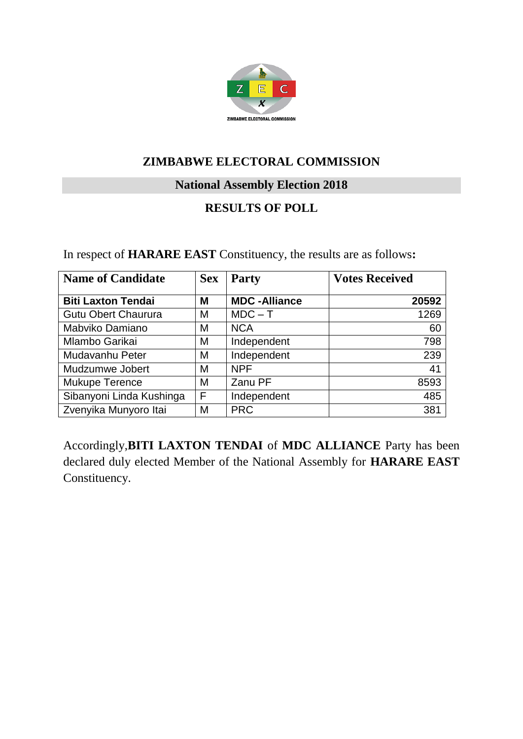ZIMBABWE ELECTORAL COMMISSION

# ZIMBABWE ELECTORAL COMMISSION

## National Assembly Election 2018

## RESULTS OF POLL

In respect of **HARARE EAST** Constituency, the results are as follows**:**

| Name of Candidate | Sex | Party | Votes Received |
|---|---|---|---|
| **Biti Laxton Tendai** | **M** | **MDC -Alliance** | **20592** |
| Gutu Obert Chaurura | M | MDC – T | 1269 |
| Mabviko Damiano | M | NCA | 60 |
| Mlambo Garikai | M | Independent | 798 |
| Mudavanhu Peter | M | Independent | 239 |
| Mudzumwe Jobert | M | NPF | 41 |
| Mukupe Terence | M | Zanu PF | 8593 |
| Sibanyoni Linda Kushinga | F | Independent | 485 |
| Zvenyika Munyoro Itai | M | PRC | 381 |

Accordingly,**BITI LAXTON TENDAI** of **MDC ALLIANCE** Party has been declared duly elected Member of the National Assembly for **HARARE EAST** Constituency.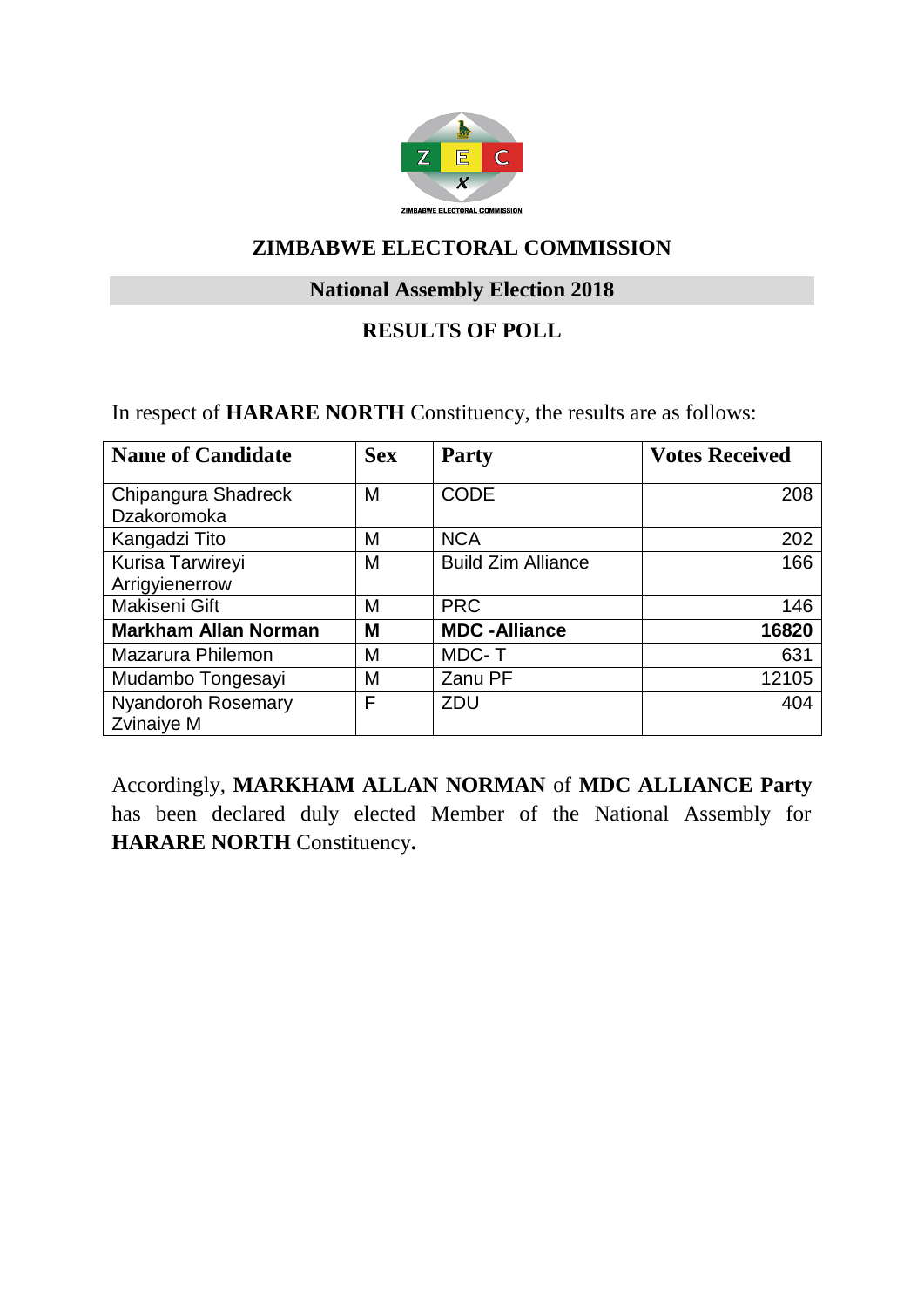# ZIMBABWE ELECTORAL COMMISSION

## National Assembly Election 2018

## RESULTS OF POLL

In respect of **HARARE NORTH** Constituency, the results are as follows:

| Name of Candidate | Sex | Party | Votes Received |
|---|---|---|---|
| Chipangura Shadreck Dzakoromoka | M | CODE | 208 |
| Kangadzi Tito | M | NCA | 202 |
| Kurisa Tarwireyi Arrigyienerrow | M | Build Zim Alliance | 166 |
| Makiseni Gift | M | PRC | 146 |
| **Markham Allan Norman** | **M** | **MDC -Alliance** | **16820** |
| Mazarura Philemon | M | MDC- T | 631 |
| Mudambo Tongesayi | M | Zanu PF | 12105 |
| Nyandoroh Rosemary Zvinaiye M | F | ZDU | 404 |

Accordingly, **MARKHAM ALLAN NORMAN** of **MDC ALLIANCE Party** has been declared duly elected Member of the National Assembly for **HARARE NORTH** Constituency**.**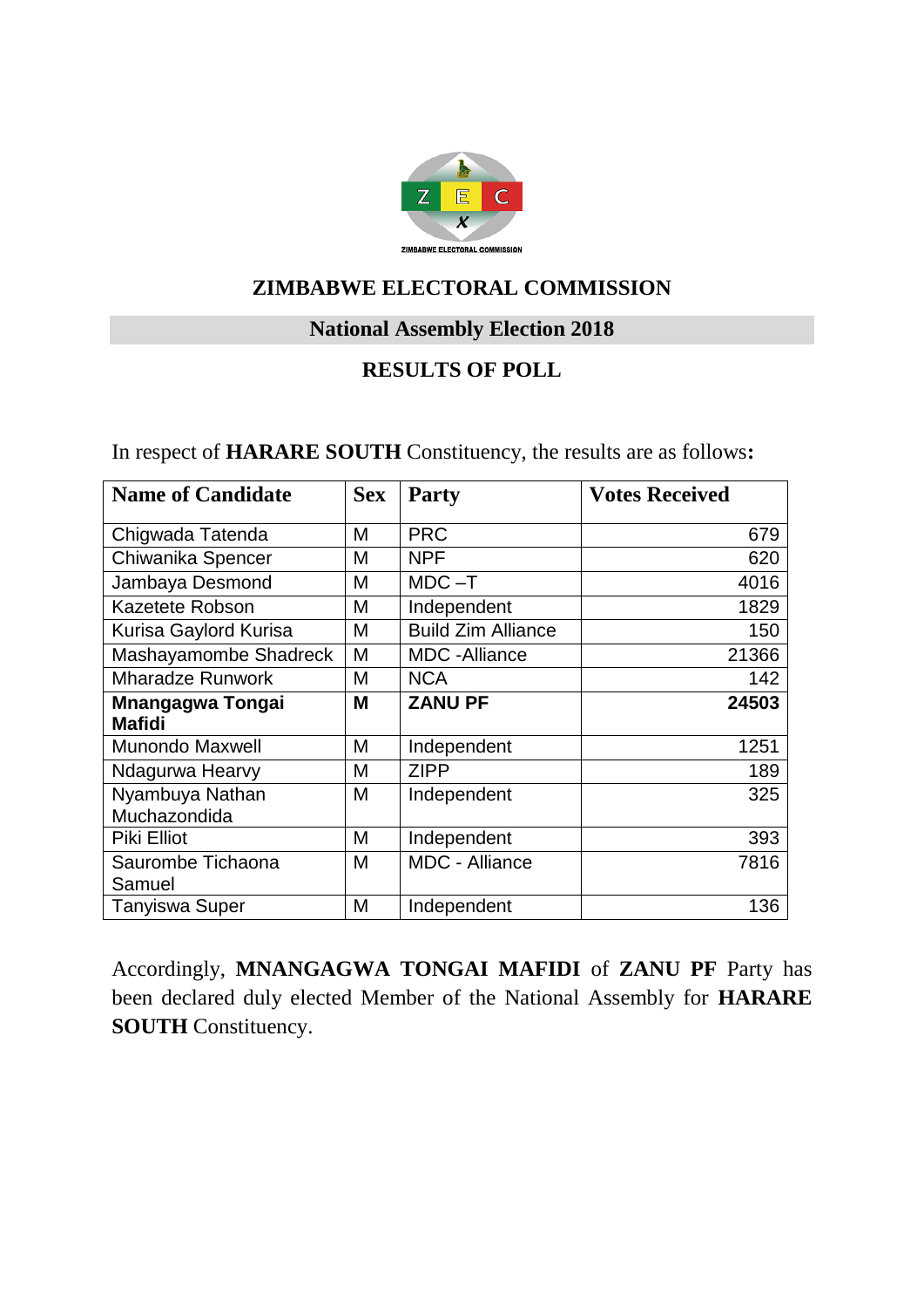ZIMBABWE ELECTORAL COMMISSION

## ZIMBABWE ELECTORAL COMMISSION

### National Assembly Election 2018

### RESULTS OF POLL

In respect of **HARARE SOUTH** Constituency, the results are as follows**:**

| Name of Candidate | Sex | Party | Votes Received |
|---|---|---|---|
| Chigwada Tatenda | M | PRC | 679 |
| Chiwanika Spencer | M | NPF | 620 |
| Jambaya Desmond | M | MDC –T | 4016 |
| Kazetete Robson | M | Independent | 1829 |
| Kurisa Gaylord Kurisa | M | Build Zim Alliance | 150 |
| Mashayamombe Shadreck | M | MDC -Alliance | 21366 |
| Mharadze Runwork | M | NCA | 142 |
| **Mnangagwa Tongai Mafidi** | **M** | **ZANU PF** | **24503** |
| Munondo Maxwell | M | Independent | 1251 |
| Ndagurwa Hearvy | M | ZIPP | 189 |
| Nyambuya Nathan Muchazondida | M | Independent | 325 |
| Piki Elliot | M | Independent | 393 |
| Saurombe Tichaona Samuel | M | MDC - Alliance | 7816 |
| Tanyiswa Super | M | Independent | 136 |

Accordingly, **MNANGAGWA TONGAI MAFIDI** of **ZANU PF** Party has been declared duly elected Member of the National Assembly for **HARARE SOUTH** Constituency.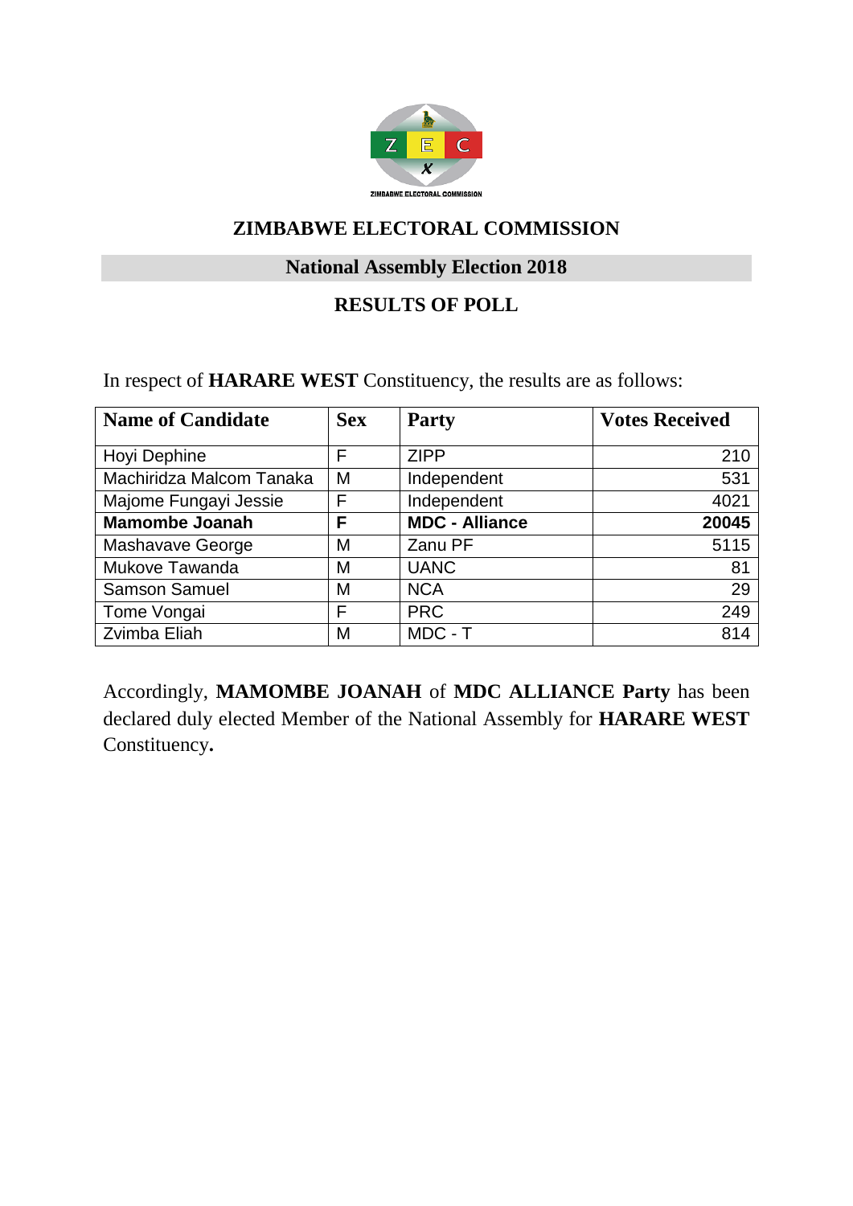# ZIMBABWE ELECTORAL COMMISSION

## National Assembly Election 2018

### RESULTS OF POLL

In respect of **HARARE WEST** Constituency, the results are as follows:

| Name of Candidate | Sex | Party | Votes Received |
|---|---|---|---|
| Hoyi Dephine | F | ZIPP | 210 |
| Machiridza Malcom Tanaka | M | Independent | 531 |
| Majome Fungayi Jessie | F | Independent | 4021 |
| **Mamombe Joanah** | **F** | **MDC - Alliance** | **20045** |
| Mashavave George | M | Zanu PF | 5115 |
| Mukove Tawanda | M | UANC | 81 |
| Samson Samuel | M | NCA | 29 |
| Tome Vongai | F | PRC | 249 |
| Zvimba Eliah | M | MDC - T | 814 |

Accordingly, **MAMOMBE JOANAH** of **MDC ALLIANCE Party** has been declared duly elected Member of the National Assembly for **HARARE WEST** Constituency**.**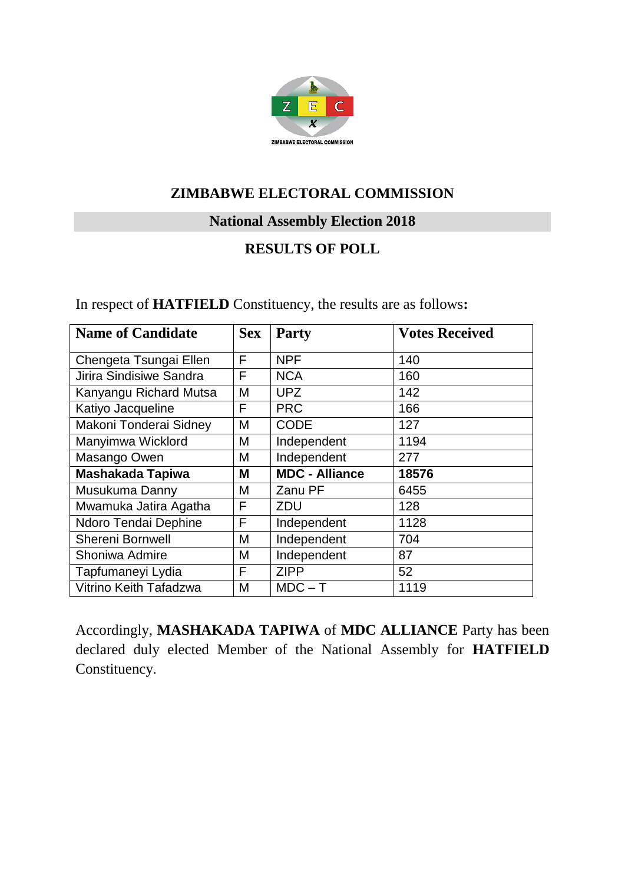# ZIMBABWE ELECTORAL COMMISSION

## National Assembly Election 2018

## RESULTS OF POLL

In respect of **HATFIELD** Constituency, the results are as follows**:**

| Name of Candidate | Sex | Party | Votes Received |
|---|---|---|---|
| Chengeta Tsungai Ellen | F | NPF | 140 |
| Jirira Sindisiwe Sandra | F | NCA | 160 |
| Kanyangu Richard Mutsa | M | UPZ | 142 |
| Katiyo Jacqueline | F | PRC | 166 |
| Makoni Tonderai Sidney | M | CODE | 127 |
| Manyimwa Wicklord | M | Independent | 1194 |
| Masango Owen | M | Independent | 277 |
| **Mashakada Tapiwa** | **M** | **MDC - Alliance** | **18576** |
| Musukuma Danny | M | Zanu PF | 6455 |
| Mwamuka Jatira Agatha | F | ZDU | 128 |
| Ndoro Tendai Dephine | F | Independent | 1128 |
| Shereni Bornwell | M | Independent | 704 |
| Shoniwa Admire | M | Independent | 87 |
| Tapfumaneyi Lydia | F | ZIPP | 52 |
| Vitrino Keith Tafadzwa | M | MDC – T | 1119 |

Accordingly, **MASHAKADA TAPIWA** of **MDC ALLIANCE** Party has been declared duly elected Member of the National Assembly for **HATFIELD** Constituency.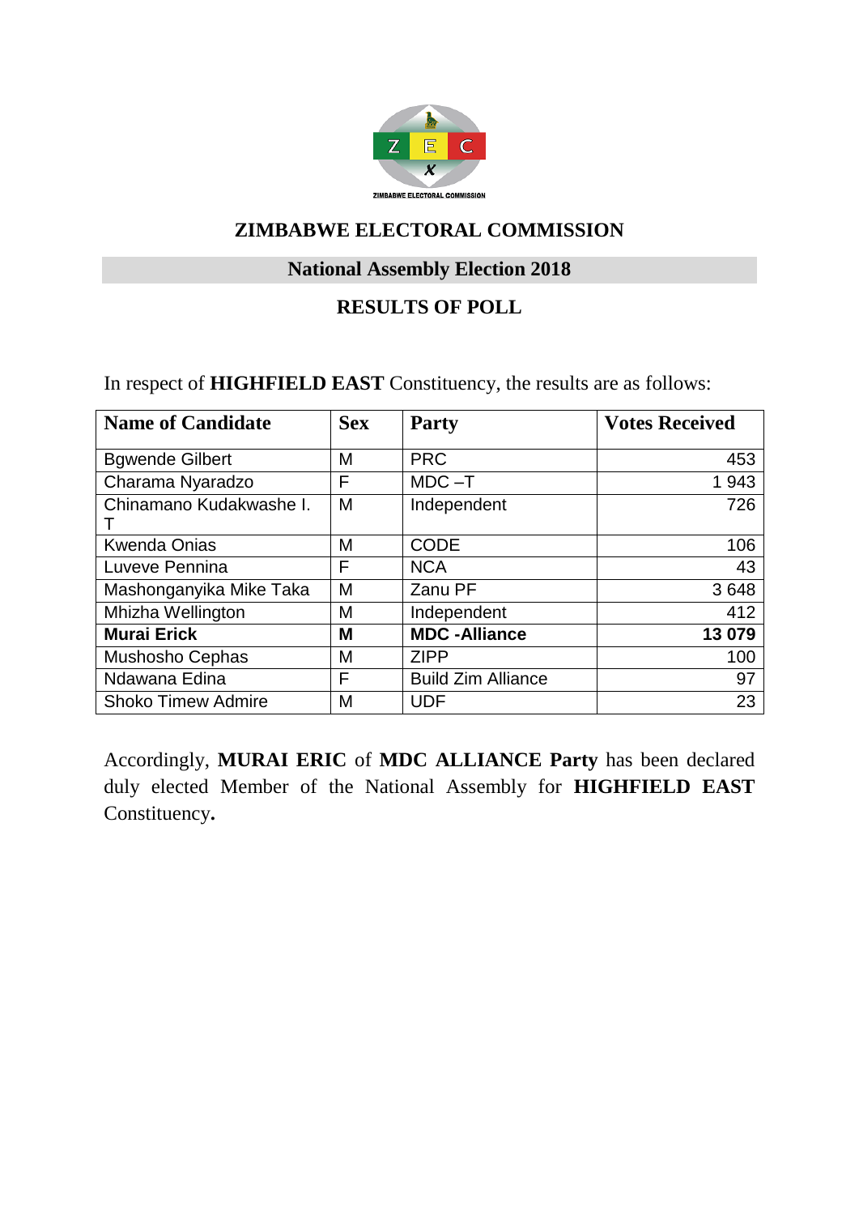ZIMBABWE ELECTORAL COMMISSION

## ZIMBABWE ELECTORAL COMMISSION

### National Assembly Election 2018

### RESULTS OF POLL

In respect of **HIGHFIELD EAST** Constituency, the results are as follows:

| Name of Candidate | Sex | Party | Votes Received |
|---|---|---|---|
| Bgwende Gilbert | M | PRC | 453 |
| Charama Nyaradzo | F | MDC –T | 1 943 |
| Chinamano Kudakwashe I. T | M | Independent | 726 |
| Kwenda Onias | M | CODE | 106 |
| Luveve Pennina | F | NCA | 43 |
| Mashonganyika Mike Taka | M | Zanu PF | 3 648 |
| Mhizha Wellington | M | Independent | 412 |
| **Murai Erick** | **M** | **MDC -Alliance** | **13 079** |
| Mushosho Cephas | M | ZIPP | 100 |
| Ndawana Edina | F | Build Zim Alliance | 97 |
| Shoko Timew Admire | M | UDF | 23 |

Accordingly, **MURAI ERIC** of **MDC ALLIANCE Party** has been declared duly elected Member of the National Assembly for **HIGHFIELD EAST** Constituency**.**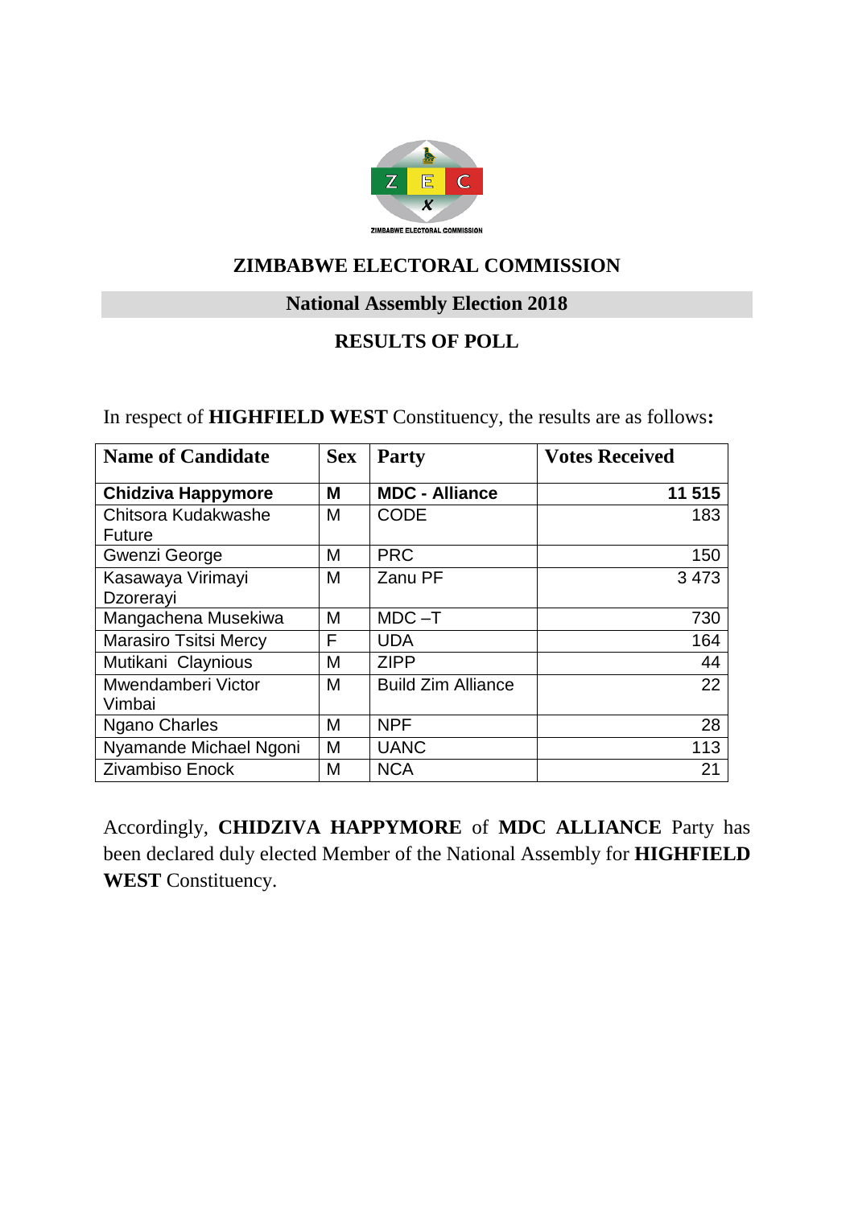ZIMBABWE ELECTORAL COMMISSION

# ZIMBABWE ELECTORAL COMMISSION

## National Assembly Election 2018

## RESULTS OF POLL

In respect of **HIGHFIELD WEST** Constituency, the results are as follows**:**

| Name of Candidate | Sex | Party | Votes Received |
|---|---|---|---|
| **Chidziva Happymore** | **M** | **MDC - Alliance** | **11 515** |
| Chitsora Kudakwashe Future | M | CODE | 183 |
| Gwenzi George | M | PRC | 150 |
| Kasawaya Virimayi Dzorerayi | M | Zanu PF | 3 473 |
| Mangachena Musekiwa | M | MDC –T | 730 |
| Marasiro Tsitsi Mercy | F | UDA | 164 |
| Mutikani Claynious | M | ZIPP | 44 |
| Mwendamberi Victor Vimbai | M | Build Zim Alliance | 22 |
| Ngano Charles | M | NPF | 28 |
| Nyamande Michael Ngoni | M | UANC | 113 |
| Zivambiso Enock | M | NCA | 21 |

Accordingly, **CHIDZIVA HAPPYMORE** of **MDC ALLIANCE** Party has been declared duly elected Member of the National Assembly for **HIGHFIELD WEST** Constituency.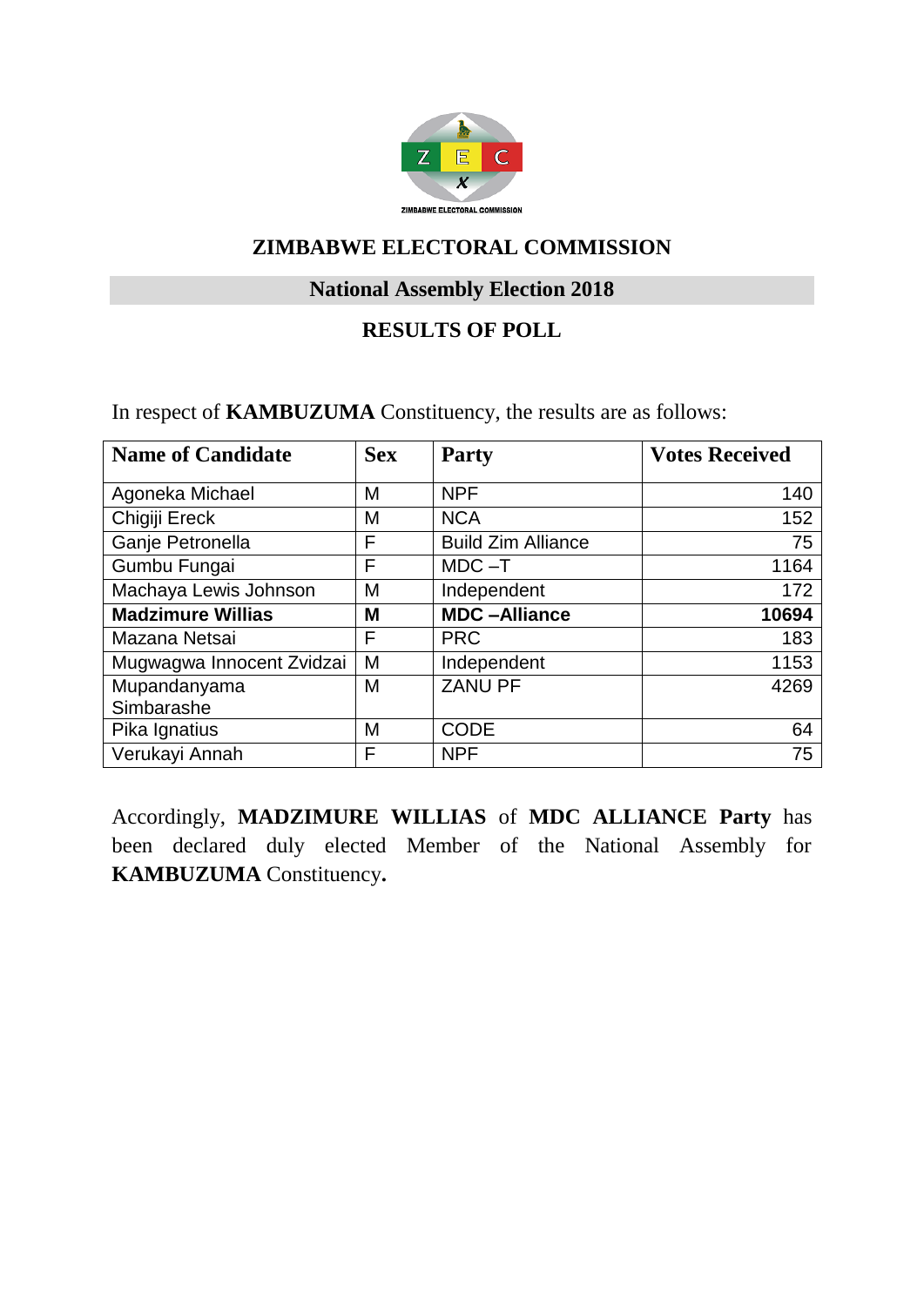ZIMBABWE ELECTORAL COMMISSION

## ZIMBABWE ELECTORAL COMMISSION

### National Assembly Election 2018

### RESULTS OF POLL

In respect of **KAMBUZUMA** Constituency, the results are as follows:

| Name of Candidate | Sex | Party | Votes Received |
|---|---|---|---|
| Agoneka Michael | M | NPF | 140 |
| Chigiji Ereck | M | NCA | 152 |
| Ganje Petronella | F | Build Zim Alliance | 75 |
| Gumbu Fungai | F | MDC –T | 1164 |
| Machaya Lewis Johnson | M | Independent | 172 |
| **Madzimure Willias** | **M** | **MDC –Alliance** | **10694** |
| Mazana Netsai | F | PRC | 183 |
| Mugwagwa Innocent Zvidzai | M | Independent | 1153 |
| Mupandanyama Simbarashe | M | ZANU PF | 4269 |
| Pika Ignatius | M | CODE | 64 |
| Verukayi Annah | F | NPF | 75 |

Accordingly, **MADZIMURE WILLIAS** of **MDC ALLIANCE Party** has been declared duly elected Member of the National Assembly for **KAMBUZUMA** Constituency**.**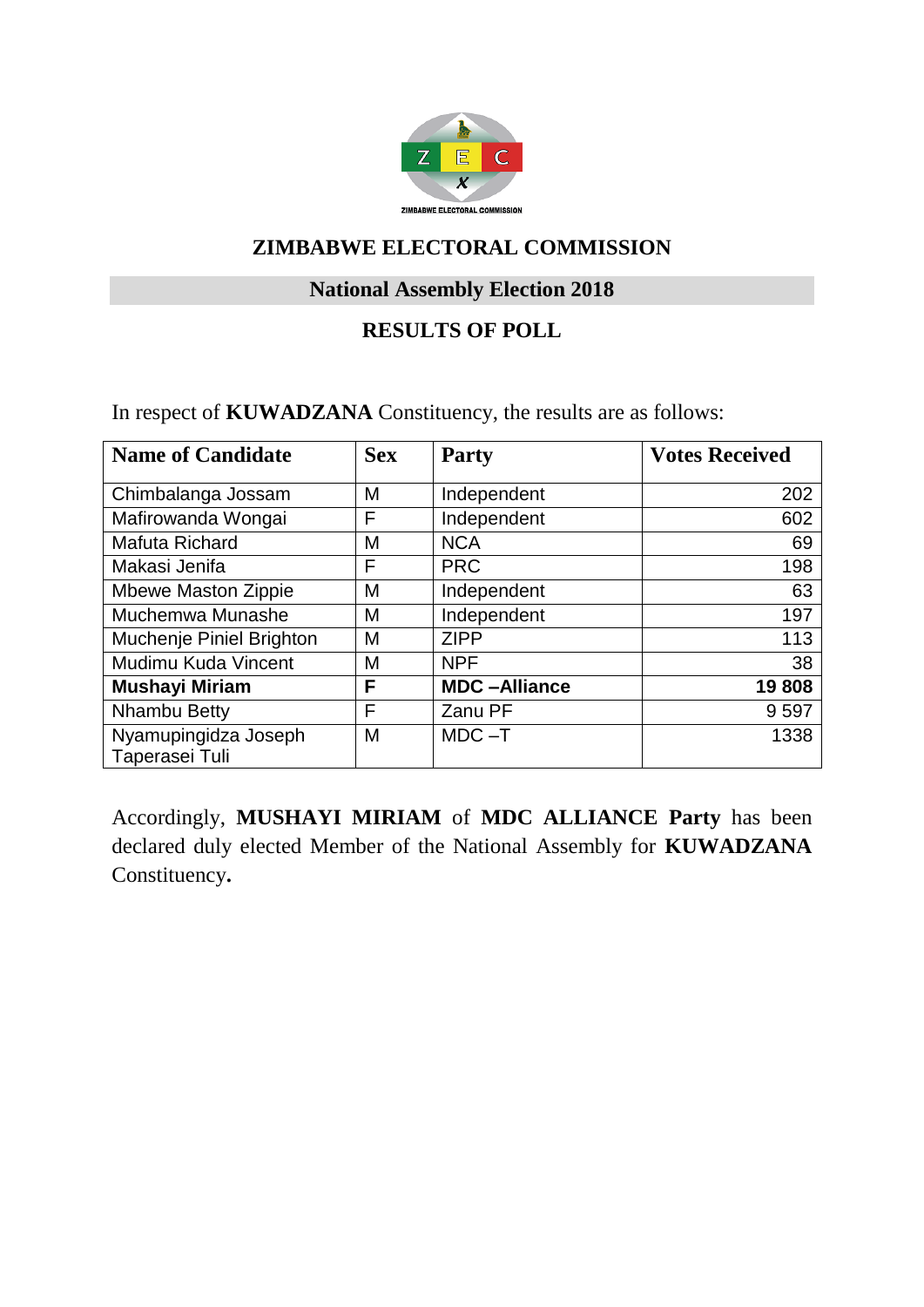# ZIMBABWE ELECTORAL COMMISSION

## National Assembly Election 2018

## RESULTS OF POLL

In respect of **KUWADZANA** Constituency, the results are as follows:

| Name of Candidate | Sex | Party | Votes Received |
|---|---|---|---|
| Chimbalanga Jossam | M | Independent | 202 |
| Mafirowanda Wongai | F | Independent | 602 |
| Mafuta Richard | M | NCA | 69 |
| Makasi Jenifa | F | PRC | 198 |
| Mbewe Maston Zippie | M | Independent | 63 |
| Muchemwa Munashe | M | Independent | 197 |
| Muchenje Piniel Brighton | M | ZIPP | 113 |
| Mudimu Kuda Vincent | M | NPF | 38 |
| **Mushayi Miriam** | **F** | **MDC –Alliance** | **19 808** |
| Nhambu Betty | F | Zanu PF | 9 597 |
| Nyamupingidza Joseph Taperasei Tuli | M | MDC –T | 1338 |

Accordingly, **MUSHAYI MIRIAM** of **MDC ALLIANCE Party** has been declared duly elected Member of the National Assembly for **KUWADZANA** Constituency**.**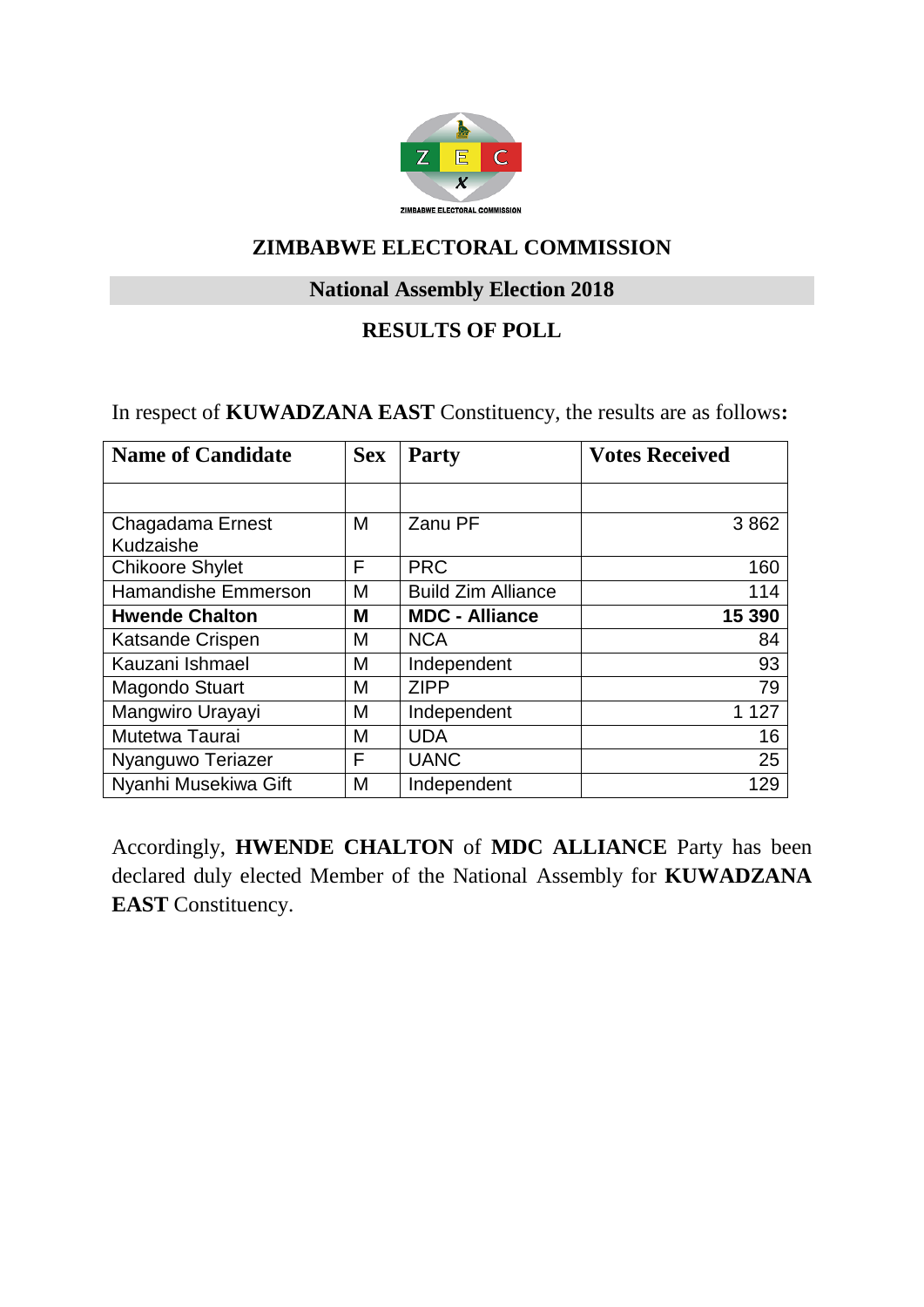ZIMBABWE ELECTORAL COMMISSION

## ZIMBABWE ELECTORAL COMMISSION

### National Assembly Election 2018

### RESULTS OF POLL

In respect of **KUWADZANA EAST** Constituency, the results are as follows**:**

| Name of Candidate | Sex | Party | Votes Received |
|---|---|---|---|
| | | | |
| Chagadama Ernest Kudzaishe | M | Zanu PF | 3 862 |
| Chikoore Shylet | F | PRC | 160 |
| Hamandishe Emmerson | M | Build Zim Alliance | 114 |
| **Hwende Chalton** | **M** | **MDC - Alliance** | **15 390** |
| Katsande Crispen | M | NCA | 84 |
| Kauzani Ishmael | M | Independent | 93 |
| Magondo Stuart | M | ZIPP | 79 |
| Mangwiro Urayayi | M | Independent | 1 127 |
| Mutetwa Taurai | M | UDA | 16 |
| Nyanguwo Teriazer | F | UANC | 25 |
| Nyanhi Musekiwa Gift | M | Independent | 129 |

Accordingly, **HWENDE CHALTON** of **MDC ALLIANCE** Party has been declared duly elected Member of the National Assembly for **KUWADZANA EAST** Constituency.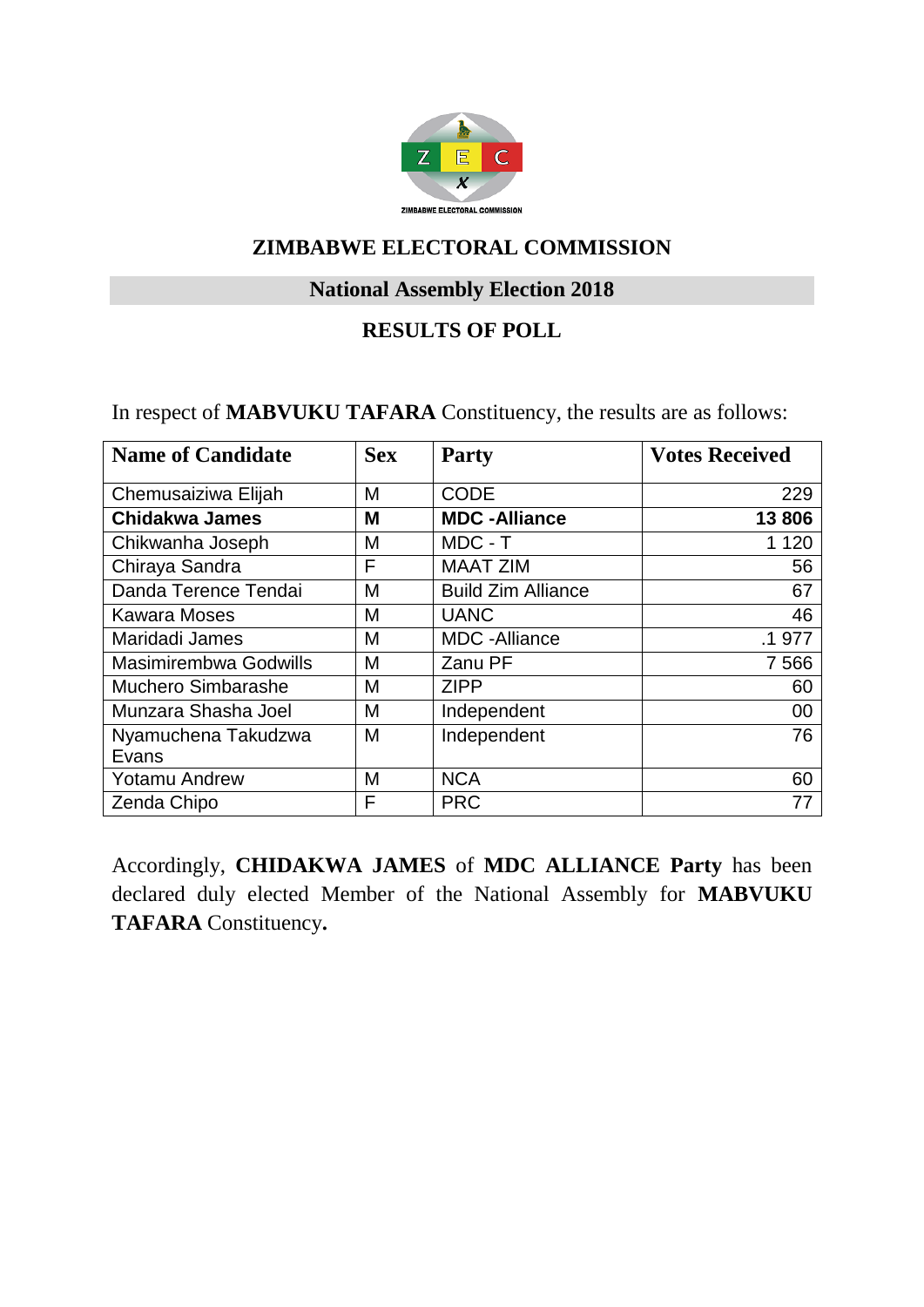ZIMBABWE ELECTORAL COMMISSION

## ZIMBABWE ELECTORAL COMMISSION

### National Assembly Election 2018

### RESULTS OF POLL

In respect of **MABVUKU TAFARA** Constituency, the results are as follows:

| Name of Candidate | Sex | Party | Votes Received |
|---|---|---|---|
| Chemusaiziwa Elijah | M | CODE | 229 |
| **Chidakwa James** | **M** | **MDC -Alliance** | **13 806** |
| Chikwanha Joseph | M | MDC - T | 1 120 |
| Chiraya Sandra | F | MAAT ZIM | 56 |
| Danda Terence Tendai | M | Build Zim Alliance | 67 |
| Kawara Moses | M | UANC | 46 |
| Maridadi James | M | MDC -Alliance | .1 977 |
| Masimirembwa Godwills | M | Zanu PF | 7 566 |
| Muchero Simbarashe | M | ZIPP | 60 |
| Munzara Shasha Joel | M | Independent | 00 |
| Nyamuchena Takudzwa Evans | M | Independent | 76 |
| Yotamu Andrew | M | NCA | 60 |
| Zenda Chipo | F | PRC | 77 |

Accordingly, **CHIDAKWA JAMES** of **MDC ALLIANCE Party** has been declared duly elected Member of the National Assembly for **MABVUKU TAFARA** Constituency**.**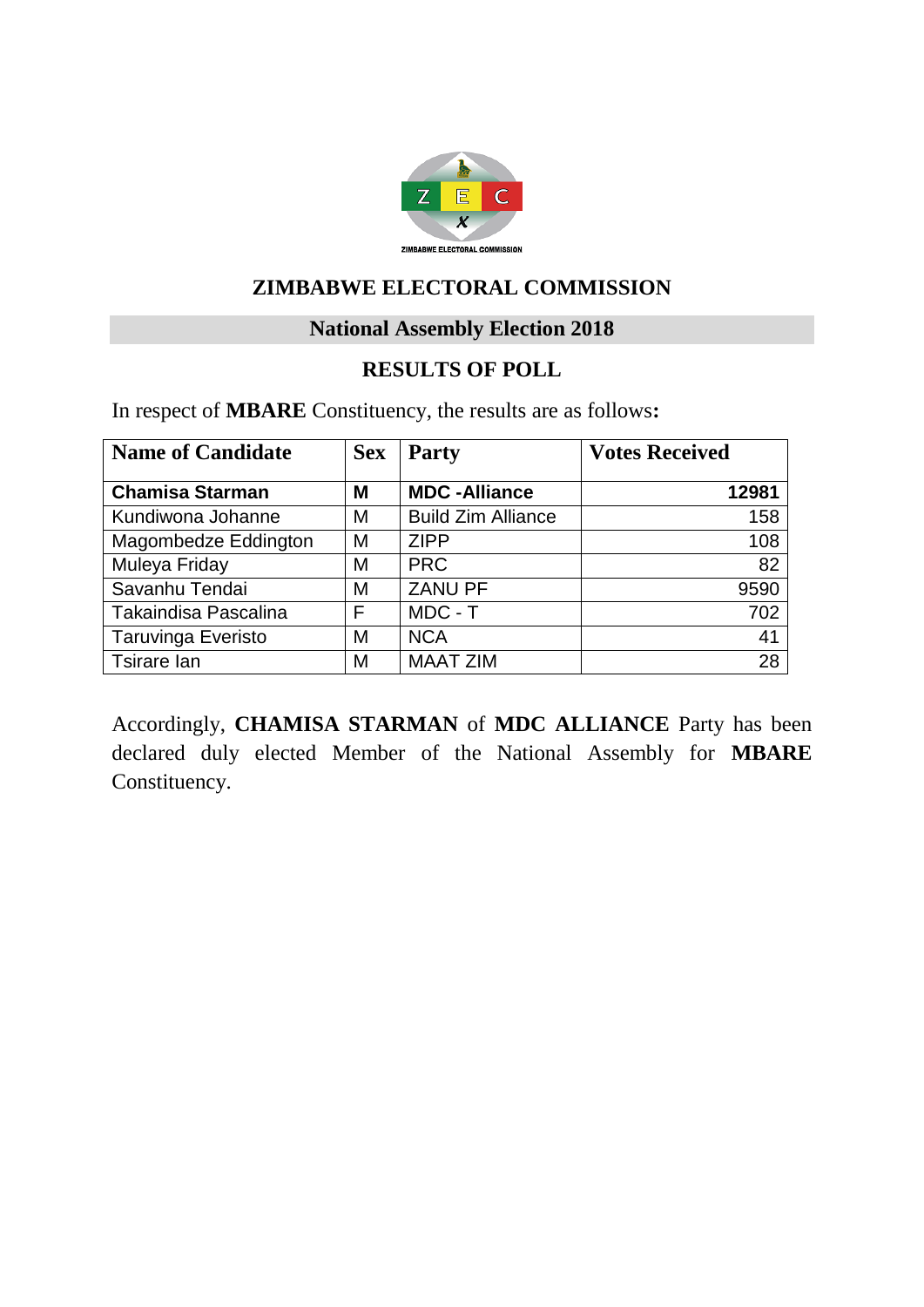# ZIMBABWE ELECTORAL COMMISSION

## National Assembly Election 2018

### RESULTS OF POLL

In respect of **MBARE** Constituency, the results are as follows**:**

| Name of Candidate | Sex | Party | Votes Received |
|---|---|---|---|
| **Chamisa Starman** | **M** | **MDC -Alliance** | **12981** |
| Kundiwona Johanne | M | Build Zim Alliance | 158 |
| Magombedze Eddington | M | ZIPP | 108 |
| Muleya Friday | M | PRC | 82 |
| Savanhu Tendai | M | ZANU PF | 9590 |
| Takaindisa Pascalina | F | MDC - T | 702 |
| Taruvinga Everisto | M | NCA | 41 |
| Tsirare Ian | M | MAAT ZIM | 28 |

Accordingly, **CHAMISA STARMAN** of **MDC ALLIANCE** Party has been declared duly elected Member of the National Assembly for **MBARE** Constituency.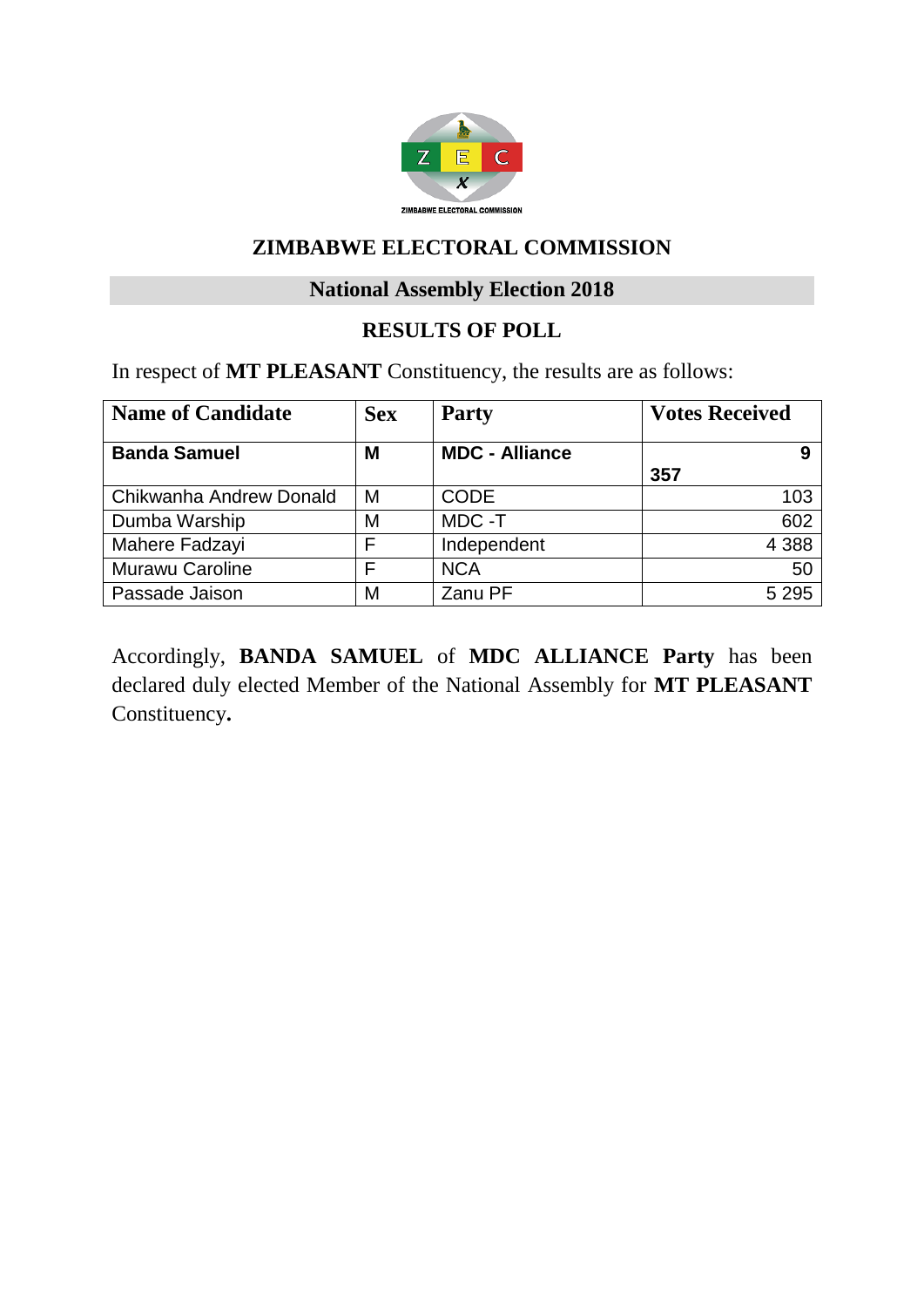## ZIMBABWE ELECTORAL COMMISSION

### National Assembly Election 2018

### RESULTS OF POLL

In respect of **MT PLEASANT** Constituency, the results are as follows:

| Name of Candidate | Sex | Party | Votes Received |
|---|---|---|---|
| **Banda Samuel** | **M** | **MDC - Alliance** | **9 357** |
| Chikwanha Andrew Donald | M | CODE | 103 |
| Dumba Warship | M | MDC -T | 602 |
| Mahere Fadzayi | F | Independent | 4 388 |
| Murawu Caroline | F | NCA | 50 |
| Passade Jaison | M | Zanu PF | 5 295 |

Accordingly, **BANDA SAMUEL** of **MDC ALLIANCE Party** has been declared duly elected Member of the National Assembly for **MT PLEASANT** Constituency**.**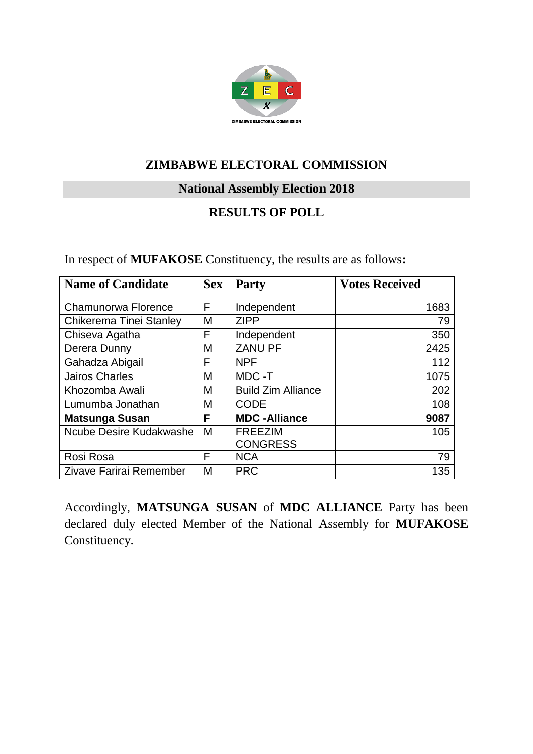# ZIMBABWE ELECTORAL COMMISSION

## National Assembly Election 2018

## RESULTS OF POLL

In respect of **MUFAKOSE** Constituency, the results are as follows**:**

| Name of Candidate | Sex | Party | Votes Received |
|---|---|---|---|
| Chamunorwa Florence | F | Independent | 1683 |
| Chikerema Tinei Stanley | M | ZIPP | 79 |
| Chiseva Agatha | F | Independent | 350 |
| Derera Dunny | M | ZANU PF | 2425 |
| Gahadza Abigail | F | NPF | 112 |
| Jairos Charles | M | MDC -T | 1075 |
| Khozomba Awali | M | Build Zim Alliance | 202 |
| Lumumba Jonathan | M | CODE | 108 |
| **Matsunga Susan** | **F** | **MDC -Alliance** | **9087** |
| Ncube Desire Kudakwashe | M | FREEZIM CONGRESS | 105 |
| Rosi Rosa | F | NCA | 79 |
| Zivave Farirai Remember | M | PRC | 135 |

Accordingly, **MATSUNGA SUSAN** of **MDC ALLIANCE** Party has been declared duly elected Member of the National Assembly for **MUFAKOSE** Constituency.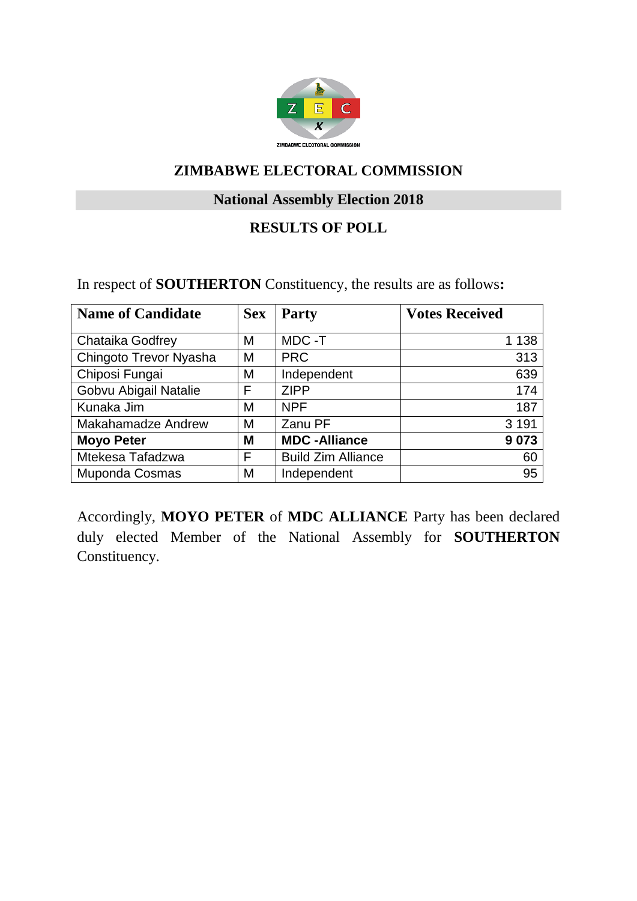## ZIMBABWE ELECTORAL COMMISSION

### National Assembly Election 2018

### RESULTS OF POLL

In respect of **SOUTHERTON** Constituency, the results are as follows**:**

| Name of Candidate | Sex | Party | Votes Received |
|---|---|---|---|
| Chataika Godfrey | M | MDC -T | 1 138 |
| Chingoto Trevor Nyasha | M | PRC | 313 |
| Chiposi Fungai | M | Independent | 639 |
| Gobvu Abigail Natalie | F | ZIPP | 174 |
| Kunaka Jim | M | NPF | 187 |
| Makahamadze Andrew | M | Zanu PF | 3 191 |
| **Moyo Peter** | **M** | **MDC -Alliance** | **9 073** |
| Mtekesa Tafadzwa | F | Build Zim Alliance | 60 |
| Muponda Cosmas | M | Independent | 95 |

Accordingly, **MOYO PETER** of **MDC ALLIANCE** Party has been declared duly elected Member of the National Assembly for **SOUTHERTON** Constituency.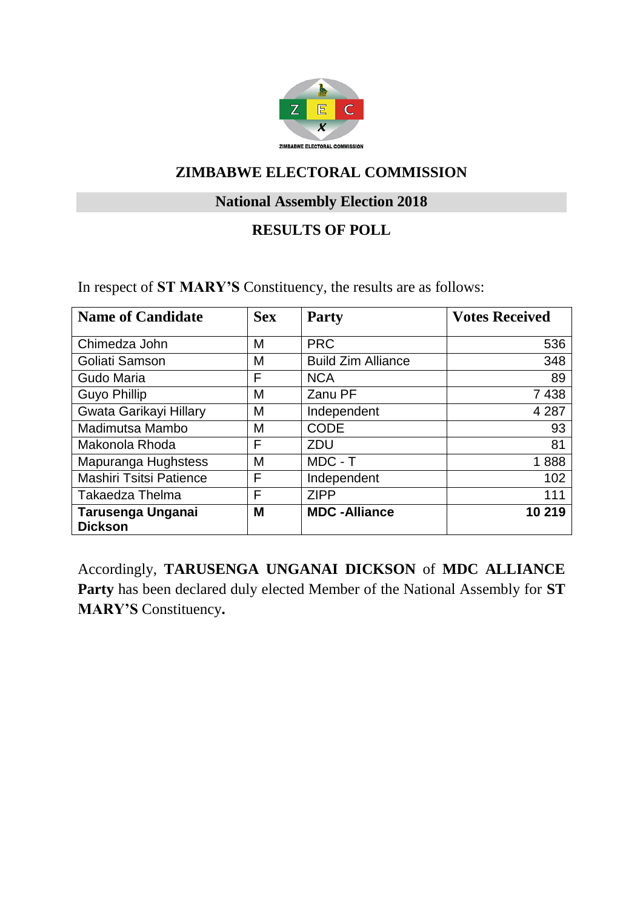ZIMBABWE ELECTORAL COMMISSION

## ZIMBABWE ELECTORAL COMMISSION

### National Assembly Election 2018

### RESULTS OF POLL

In respect of **ST MARY'S** Constituency, the results are as follows:

| Name of Candidate | Sex | Party | Votes Received |
|---|---|---|---|
| Chimedza John | M | PRC | 536 |
| Goliati Samson | M | Build Zim Alliance | 348 |
| Gudo Maria | F | NCA | 89 |
| Guyo Phillip | M | Zanu PF | 7 438 |
| Gwata Garikayi Hillary | M | Independent | 4 287 |
| Madimutsa Mambo | M | CODE | 93 |
| Makonola Rhoda | F | ZDU | 81 |
| Mapuranga Hughstess | M | MDC - T | 1 888 |
| Mashiri Tsitsi Patience | F | Independent | 102 |
| Takaedza Thelma | F | ZIPP | 111 |
| **Tarusenga Unganai Dickson** | **M** | **MDC -Alliance** | **10 219** |

Accordingly, **TARUSENGA UNGANAI DICKSON** of **MDC ALLIANCE Party** has been declared duly elected Member of the National Assembly for **ST MARY'S** Constituency**.**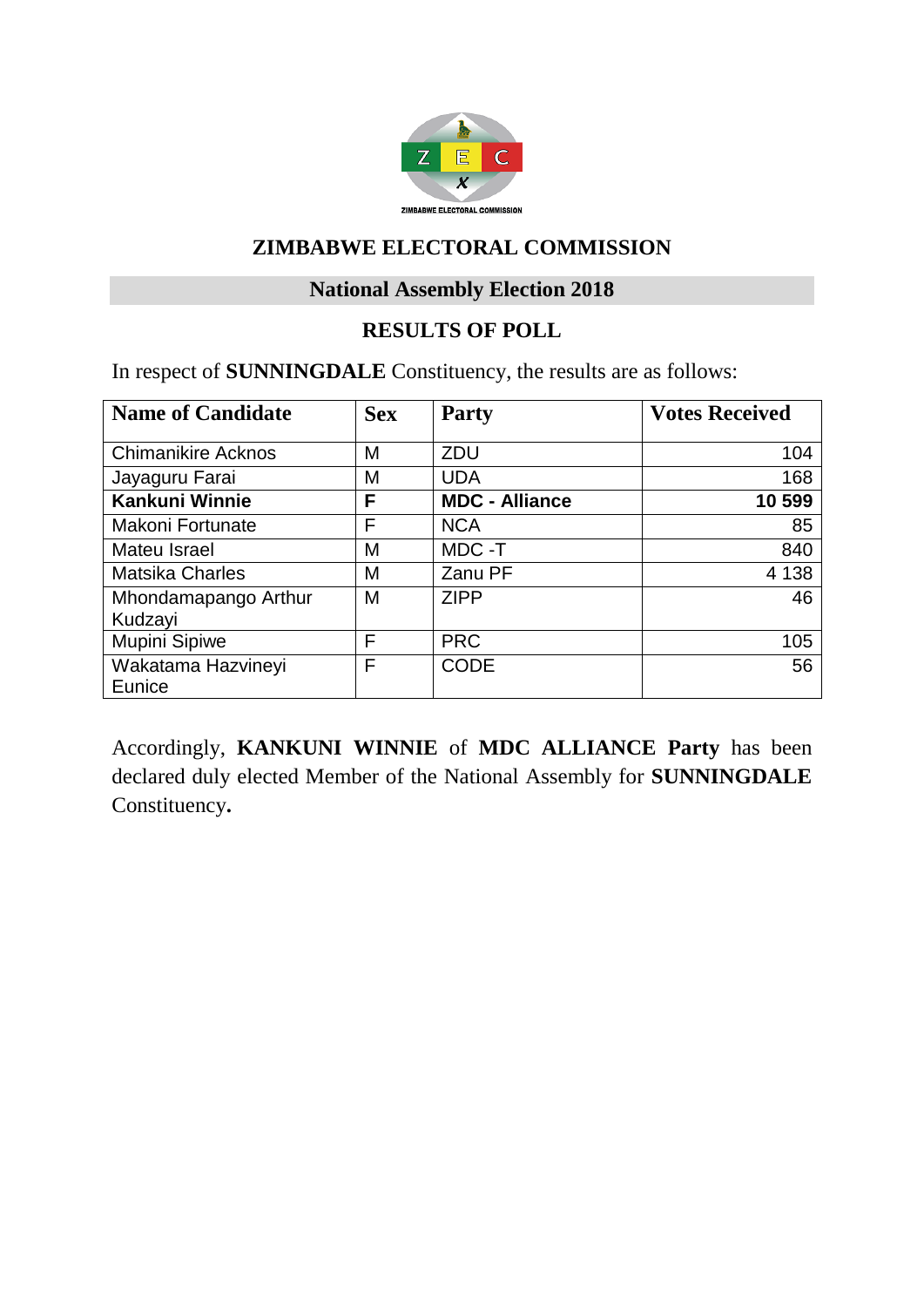# ZIMBABWE ELECTORAL COMMISSION

## National Assembly Election 2018

### RESULTS OF POLL

In respect of **SUNNINGDALE** Constituency, the results are as follows:

| Name of Candidate | Sex | Party | Votes Received |
|---|---|---|---|
| Chimanikire Acknos | M | ZDU | 104 |
| Jayaguru Farai | M | UDA | 168 |
| **Kankuni Winnie** | **F** | **MDC - Alliance** | **10 599** |
| Makoni Fortunate | F | NCA | 85 |
| Mateu Israel | M | MDC -T | 840 |
| Matsika Charles | M | Zanu PF | 4 138 |
| Mhondamapango Arthur Kudzayi | M | ZIPP | 46 |
| Mupini Sipiwe | F | PRC | 105 |
| Wakatama Hazvineyi Eunice | F | CODE | 56 |

Accordingly, **KANKUNI WINNIE** of **MDC ALLIANCE Party** has been declared duly elected Member of the National Assembly for **SUNNINGDALE** Constituency**.**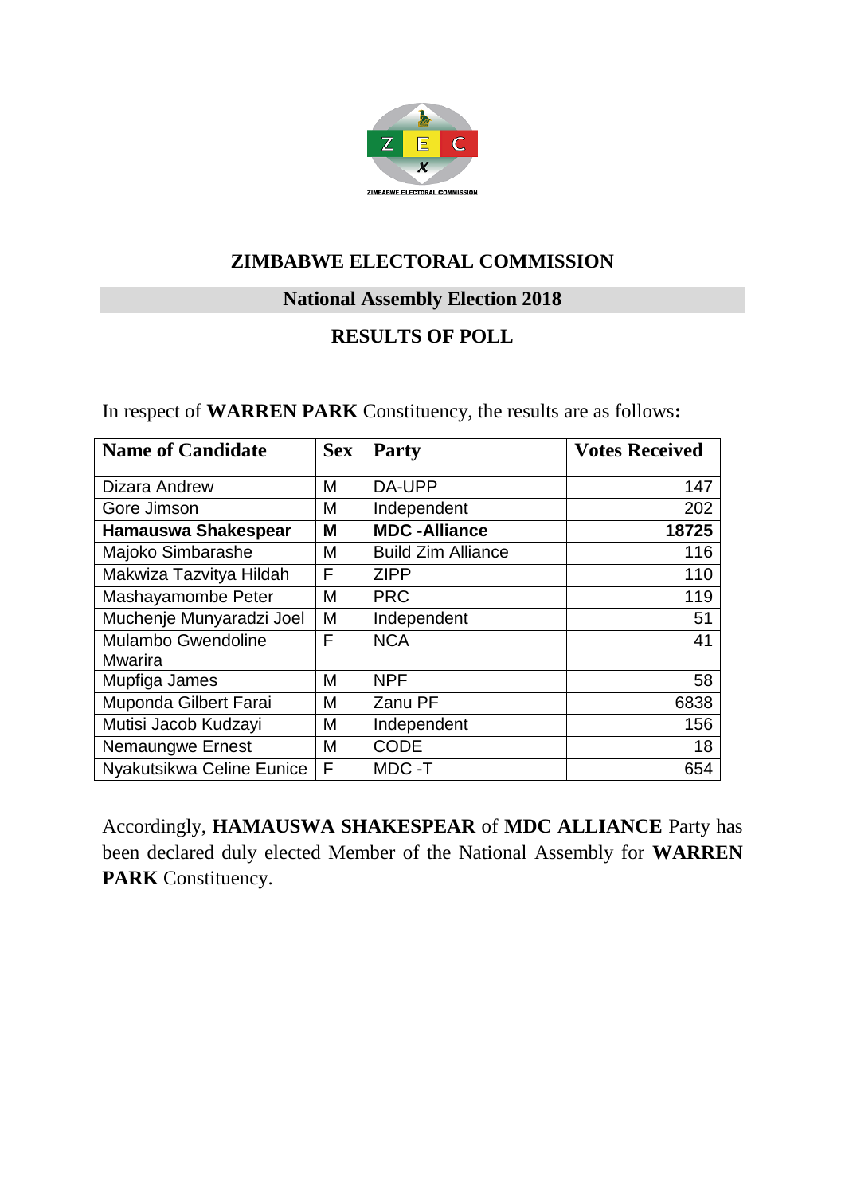ZIMBABWE ELECTORAL COMMISSION

# ZIMBABWE ELECTORAL COMMISSION

## National Assembly Election 2018

## RESULTS OF POLL

In respect of **WARREN PARK** Constituency, the results are as follows**:**

| Name of Candidate | Sex | Party | Votes Received |
|---|---|---|---|
| Dizara Andrew | M | DA-UPP | 147 |
| Gore Jimson | M | Independent | 202 |
| **Hamauswa Shakespear** | **M** | **MDC -Alliance** | **18725** |
| Majoko Simbarashe | M | Build Zim Alliance | 116 |
| Makwiza Tazvitya Hildah | F | ZIPP | 110 |
| Mashayamombe Peter | M | PRC | 119 |
| Muchenje Munyaradzi Joel | M | Independent | 51 |
| Mulambo Gwendoline Mwarira | F | NCA | 41 |
| Mupfiga James | M | NPF | 58 |
| Muponda Gilbert Farai | M | Zanu PF | 6838 |
| Mutisi Jacob Kudzayi | M | Independent | 156 |
| Nemaungwe Ernest | M | CODE | 18 |
| Nyakutsikwa Celine Eunice | F | MDC -T | 654 |

Accordingly, **HAMAUSWA SHAKESPEAR** of **MDC ALLIANCE** Party has been declared duly elected Member of the National Assembly for **WARREN PARK** Constituency.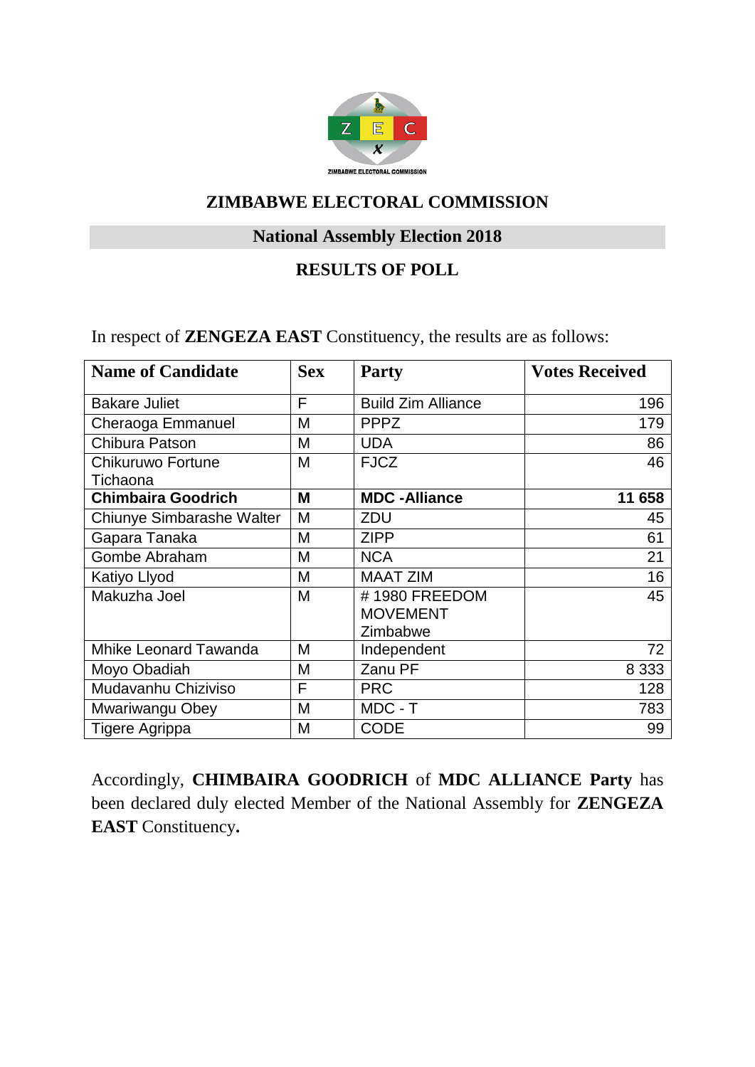## ZIMBABWE ELECTORAL COMMISSION

### National Assembly Election 2018

### RESULTS OF POLL

In respect of **ZENGEZA EAST** Constituency, the results are as follows:

| Name of Candidate | Sex | Party | Votes Received |
|---|---|---|---|
| Bakare Juliet | F | Build Zim Alliance | 196 |
| Cheraoga Emmanuel | M | PPPZ | 179 |
| Chibura Patson | M | UDA | 86 |
| Chikuruwo Fortune Tichaona | M | FJCZ | 46 |
| **Chimbaira Goodrich** | **M** | **MDC -Alliance** | **11 658** |
| Chiunye Simbarashe Walter | M | ZDU | 45 |
| Gapara Tanaka | M | ZIPP | 61 |
| Gombe Abraham | M | NCA | 21 |
| Katiyo Llyod | M | MAAT ZIM | 16 |
| Makuzha Joel | M | # 1980 FREEDOM MOVEMENT Zimbabwe | 45 |
| Mhike Leonard Tawanda | M | Independent | 72 |
| Moyo Obadiah | M | Zanu PF | 8 333 |
| Mudavanhu Chiziviso | F | PRC | 128 |
| Mwariwangu Obey | M | MDC - T | 783 |
| Tigere Agrippa | M | CODE | 99 |

Accordingly, **CHIMBAIRA GOODRICH** of **MDC ALLIANCE Party** has been declared duly elected Member of the National Assembly for **ZENGEZA EAST** Constituency**.**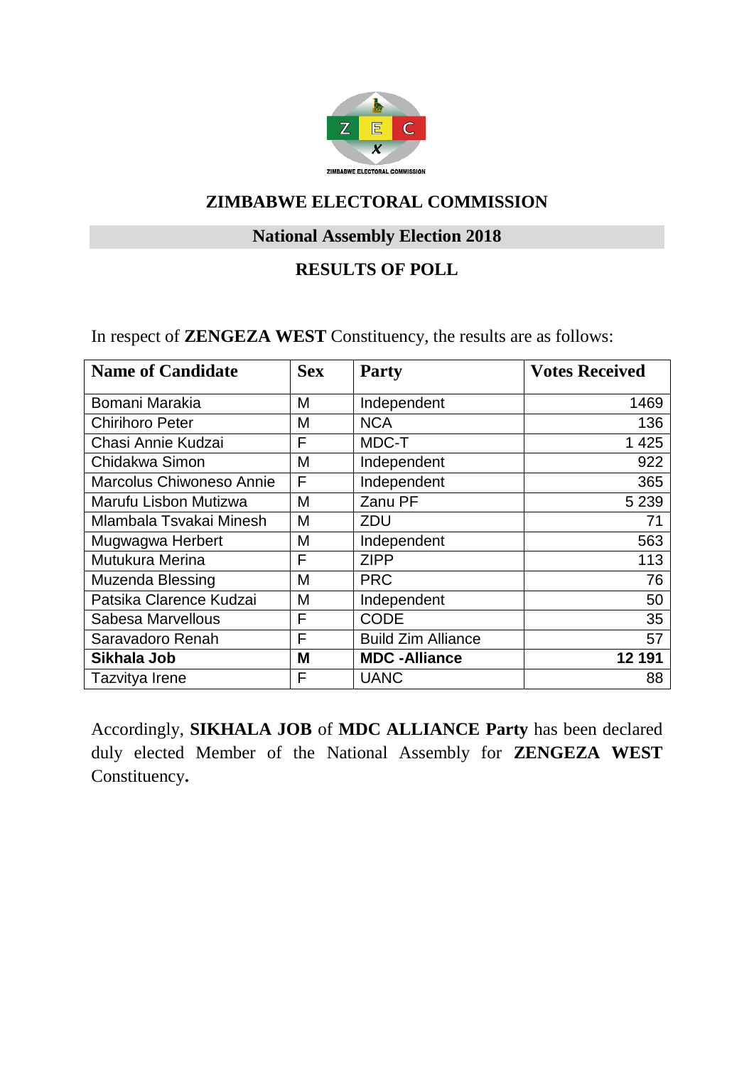ZIMBABWE ELECTORAL COMMISSION

# ZIMBABWE ELECTORAL COMMISSION

## National Assembly Election 2018

## RESULTS OF POLL

In respect of **ZENGEZA WEST** Constituency, the results are as follows:

| Name of Candidate | Sex | Party | Votes Received |
|---|---|---|---|
| Bomani Marakia | M | Independent | 1469 |
| Chirihoro Peter | M | NCA | 136 |
| Chasi Annie Kudzai | F | MDC-T | 1 425 |
| Chidakwa Simon | M | Independent | 922 |
| Marcolus Chiwoneso Annie | F | Independent | 365 |
| Marufu Lisbon Mutizwa | M | Zanu PF | 5 239 |
| Mlambala Tsvakai Minesh | M | ZDU | 71 |
| Mugwagwa Herbert | M | Independent | 563 |
| Mutukura Merina | F | ZIPP | 113 |
| Muzenda Blessing | M | PRC | 76 |
| Patsika Clarence Kudzai | M | Independent | 50 |
| Sabesa Marvellous | F | CODE | 35 |
| Saravadoro Renah | F | Build Zim Alliance | 57 |
| **Sikhala Job** | **M** | **MDC -Alliance** | **12 191** |
| Tazvitya Irene | F | UANC | 88 |

Accordingly, **SIKHALA JOB** of **MDC ALLIANCE Party** has been declared duly elected Member of the National Assembly for **ZENGEZA WEST** Constituency**.**